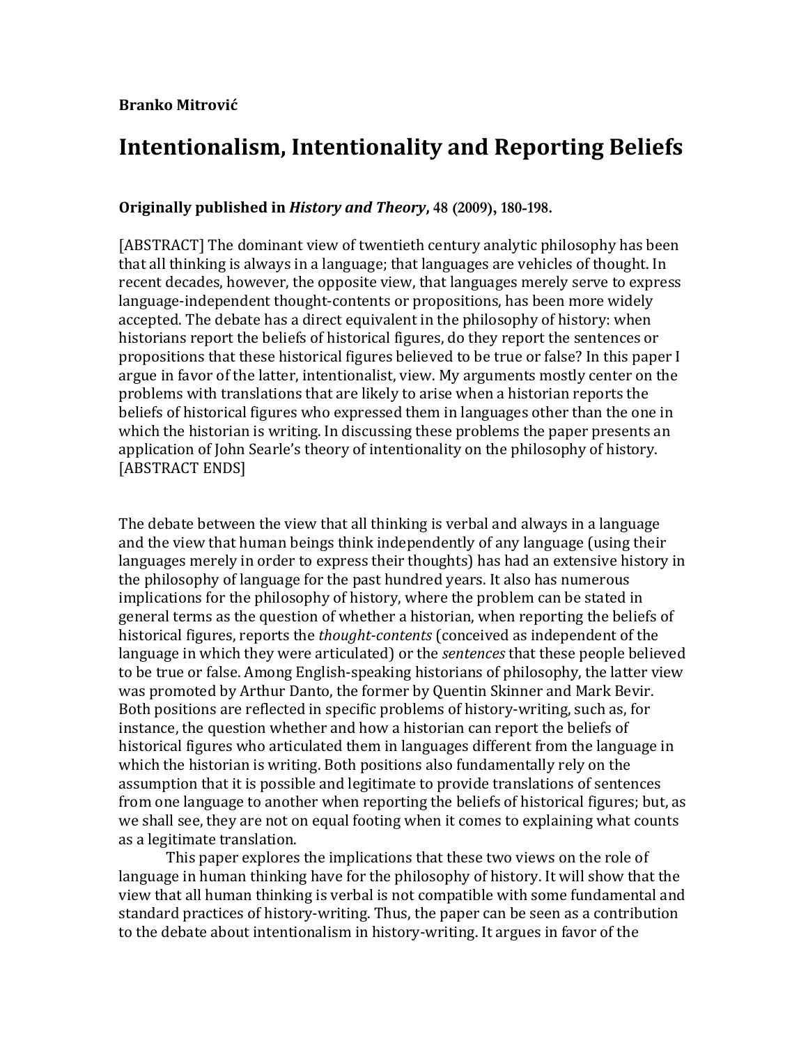**Branko Mitrović**

# Intentionalism, Intentionality and Reporting Beliefs

**Originally published in *History and Theory*, 48 (2009), 180-198.**

[ABSTRACT] The dominant view of twentieth century analytic philosophy has been that all thinking is always in a language; that languages are vehicles of thought. In recent decades, however, the opposite view, that languages merely serve to express language-independent thought-contents or propositions, has been more widely accepted. The debate has a direct equivalent in the philosophy of history: when historians report the beliefs of historical figures, do they report the sentences or propositions that these historical figures believed to be true or false? In this paper I argue in favor of the latter, intentionalist, view. My arguments mostly center on the problems with translations that are likely to arise when a historian reports the beliefs of historical figures who expressed them in languages other than the one in which the historian is writing. In discussing these problems the paper presents an application of John Searle's theory of intentionality on the philosophy of history. [ABSTRACT ENDS]

The debate between the view that all thinking is verbal and always in a language and the view that human beings think independently of any language (using their languages merely in order to express their thoughts) has had an extensive history in the philosophy of language for the past hundred years. It also has numerous implications for the philosophy of history, where the problem can be stated in general terms as the question of whether a historian, when reporting the beliefs of historical figures, reports the *thought-contents* (conceived as independent of the language in which they were articulated) or the *sentences* that these people believed to be true or false. Among English-speaking historians of philosophy, the latter view was promoted by Arthur Danto, the former by Quentin Skinner and Mark Bevir. Both positions are reflected in specific problems of history-writing, such as, for instance, the question whether and how a historian can report the beliefs of historical figures who articulated them in languages different from the language in which the historian is writing. Both positions also fundamentally rely on the assumption that it is possible and legitimate to provide translations of sentences from one language to another when reporting the beliefs of historical figures; but, as we shall see, they are not on equal footing when it comes to explaining what counts as a legitimate translation.

This paper explores the implications that these two views on the role of language in human thinking have for the philosophy of history. It will show that the view that all human thinking is verbal is not compatible with some fundamental and standard practices of history-writing. Thus, the paper can be seen as a contribution to the debate about intentionalism in history-writing. It argues in favor of the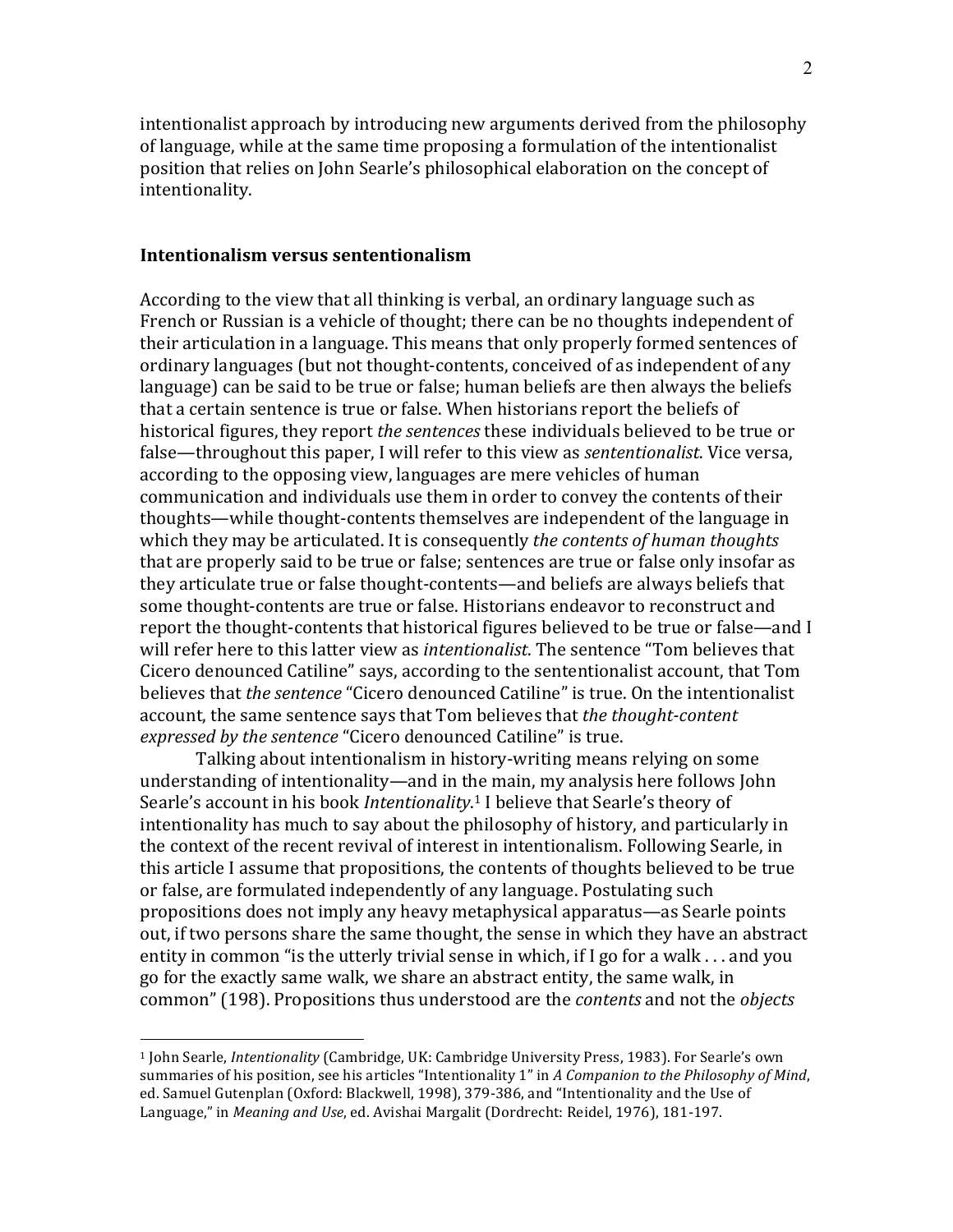intentionalist approach by introducing new arguments derived from the philosophy of language, while at the same time proposing a formulation of the intentionalist position that relies on John Searle's philosophical elaboration on the concept of intentionality.

## Intentionalism versus sententionalism

According to the view that all thinking is verbal, an ordinary language such as French or Russian is a vehicle of thought; there can be no thoughts independent of their articulation in a language. This means that only properly formed sentences of ordinary languages (but not thought-contents, conceived of as independent of any language) can be said to be true or false; human beliefs are then always the beliefs that a certain sentence is true or false. When historians report the beliefs of historical figures, they report *the sentences* these individuals believed to be true or false—throughout this paper, I will refer to this view as *sententionalist*. Vice versa, according to the opposing view, languages are mere vehicles of human communication and individuals use them in order to convey the contents of their thoughts—while thought-contents themselves are independent of the language in which they may be articulated. It is consequently *the contents of human thoughts* that are properly said to be true or false; sentences are true or false only insofar as they articulate true or false thought-contents—and beliefs are always beliefs that some thought-contents are true or false. Historians endeavor to reconstruct and report the thought-contents that historical figures believed to be true or false—and I will refer here to this latter view as *intentionalist*. The sentence "Tom believes that Cicero denounced Catiline" says, according to the sententionalist account, that Tom believes that *the sentence* "Cicero denounced Catiline" is true. On the intentionalist account, the same sentence says that Tom believes that *the thought-content expressed by the sentence* "Cicero denounced Catiline" is true.

Talking about intentionalism in history-writing means relying on some understanding of intentionality—and in the main, my analysis here follows John Searle's account in his book *Intentionality*.[1] I believe that Searle's theory of intentionality has much to say about the philosophy of history, and particularly in the context of the recent revival of interest in intentionalism. Following Searle, in this article I assume that propositions, the contents of thoughts believed to be true or false, are formulated independently of any language. Postulating such propositions does not imply any heavy metaphysical apparatus—as Searle points out, if two persons share the same thought, the sense in which they have an abstract entity in common "is the utterly trivial sense in which, if I go for a walk . . . and you go for the exactly same walk, we share an abstract entity, the same walk, in common" (198). Propositions thus understood are the *contents* and not the *objects*

[1] John Searle, *Intentionality* (Cambridge, UK: Cambridge University Press, 1983). For Searle's own summaries of his position, see his articles "Intentionality 1" in *A Companion to the Philosophy of Mind*, ed. Samuel Gutenplan (Oxford: Blackwell, 1998), 379-386, and "Intentionality and the Use of Language," in *Meaning and Use*, ed. Avishai Margalit (Dordrecht: Reidel, 1976), 181-197.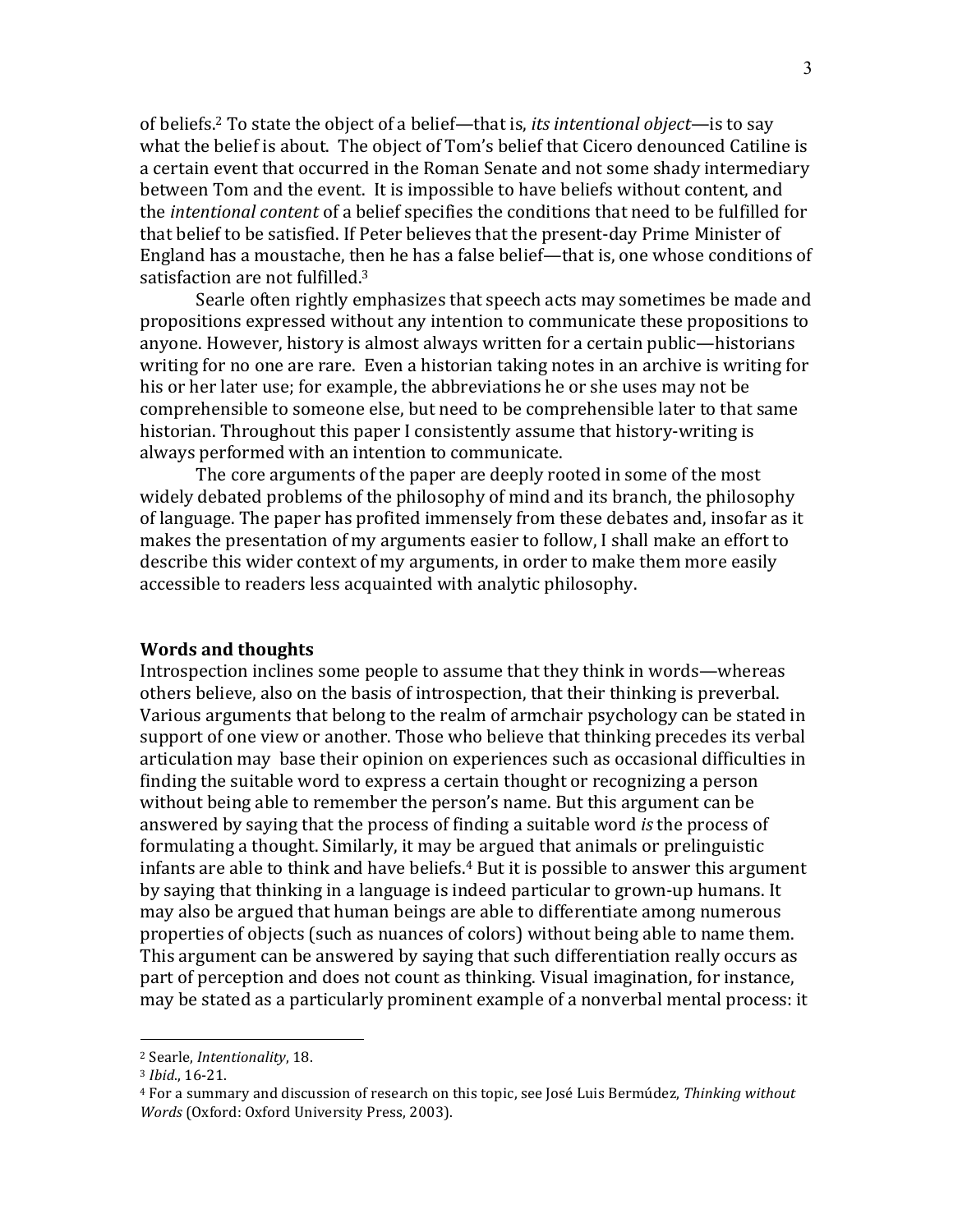of beliefs.[2] To state the object of a belief—that is, *its intentional object*—is to say what the belief is about. The object of Tom's belief that Cicero denounced Catiline is a certain event that occurred in the Roman Senate and not some shady intermediary between Tom and the event. It is impossible to have beliefs without content, and the *intentional content* of a belief specifies the conditions that need to be fulfilled for that belief to be satisfied. If Peter believes that the present-day Prime Minister of England has a moustache, then he has a false belief—that is, one whose conditions of satisfaction are not fulfilled.[3]

Searle often rightly emphasizes that speech acts may sometimes be made and propositions expressed without any intention to communicate these propositions to anyone. However, history is almost always written for a certain public—historians writing for no one are rare. Even a historian taking notes in an archive is writing for his or her later use; for example, the abbreviations he or she uses may not be comprehensible to someone else, but need to be comprehensible later to that same historian. Throughout this paper I consistently assume that history-writing is always performed with an intention to communicate.

The core arguments of the paper are deeply rooted in some of the most widely debated problems of the philosophy of mind and its branch, the philosophy of language. The paper has profited immensely from these debates and, insofar as it makes the presentation of my arguments easier to follow, I shall make an effort to describe this wider context of my arguments, in order to make them more easily accessible to readers less acquainted with analytic philosophy.

## Words and thoughts

Introspection inclines some people to assume that they think in words—whereas others believe, also on the basis of introspection, that their thinking is preverbal. Various arguments that belong to the realm of armchair psychology can be stated in support of one view or another. Those who believe that thinking precedes its verbal articulation may base their opinion on experiences such as occasional difficulties in finding the suitable word to express a certain thought or recognizing a person without being able to remember the person's name. But this argument can be answered by saying that the process of finding a suitable word *is* the process of formulating a thought. Similarly, it may be argued that animals or prelinguistic infants are able to think and have beliefs.[4] But it is possible to answer this argument by saying that thinking in a language is indeed particular to grown-up humans. It may also be argued that human beings are able to differentiate among numerous properties of objects (such as nuances of colors) without being able to name them. This argument can be answered by saying that such differentiation really occurs as part of perception and does not count as thinking. Visual imagination, for instance, may be stated as a particularly prominent example of a nonverbal mental process: it

---

[2] Searle, *Intentionality*, 18.

[3] *Ibid.*, 16-21.

[4] For a summary and discussion of research on this topic, see José Luis Bermúdez, *Thinking without Words* (Oxford: Oxford University Press, 2003).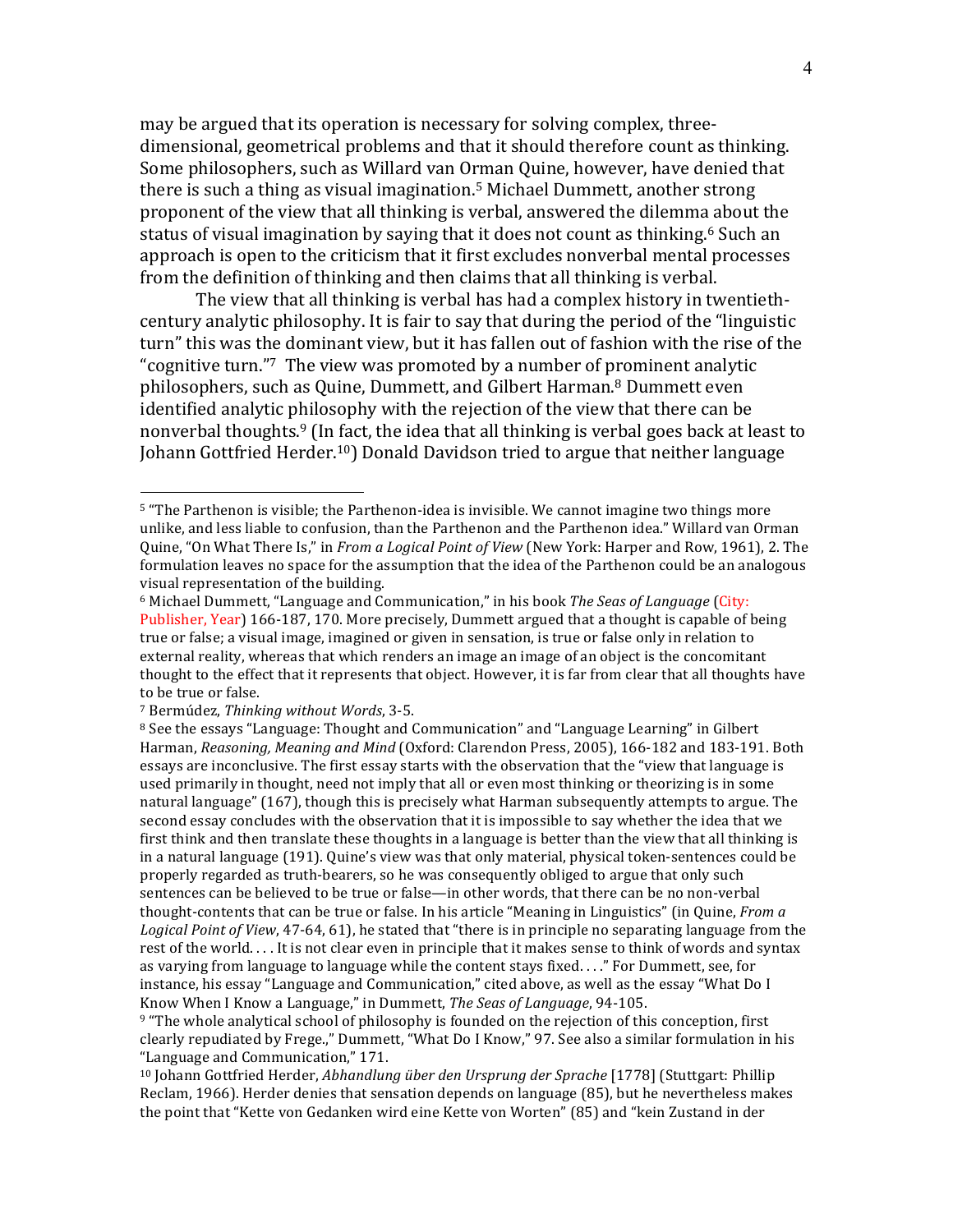may be argued that its operation is necessary for solving complex, three-dimensional, geometrical problems and that it should therefore count as thinking. Some philosophers, such as Willard van Orman Quine, however, have denied that there is such a thing as visual imagination.[5] Michael Dummett, another strong proponent of the view that all thinking is verbal, answered the dilemma about the status of visual imagination by saying that it does not count as thinking.[6] Such an approach is open to the criticism that it first excludes nonverbal mental processes from the definition of thinking and then claims that all thinking is verbal.

The view that all thinking is verbal has had a complex history in twentieth-century analytic philosophy. It is fair to say that during the period of the "linguistic turn" this was the dominant view, but it has fallen out of fashion with the rise of the "cognitive turn."[7] The view was promoted by a number of prominent analytic philosophers, such as Quine, Dummett, and Gilbert Harman.[8] Dummett even identified analytic philosophy with the rejection of the view that there can be nonverbal thoughts.[9] (In fact, the idea that all thinking is verbal goes back at least to Johann Gottfried Herder.[10]) Donald Davidson tried to argue that neither language

---

[5] "The Parthenon is visible; the Parthenon-idea is invisible. We cannot imagine two things more unlike, and less liable to confusion, than the Parthenon and the Parthenon idea." Willard van Orman Quine, "On What There Is," in *From a Logical Point of View* (New York: Harper and Row, 1961), 2. The formulation leaves no space for the assumption that the idea of the Parthenon could be an analogous visual representation of the building.

[6] Michael Dummett, "Language and Communication," in his book *The Seas of Language* (City: Publisher, Year) 166-187, 170. More precisely, Dummett argued that a thought is capable of being true or false; a visual image, imagined or given in sensation, is true or false only in relation to external reality, whereas that which renders an image an image of an object is the concomitant thought to the effect that it represents that object. However, it is far from clear that all thoughts have to be true or false.

[7] Bermúdez, *Thinking without Words*, 3-5.

[8] See the essays "Language: Thought and Communication" and "Language Learning" in Gilbert Harman, *Reasoning, Meaning and Mind* (Oxford: Clarendon Press, 2005), 166-182 and 183-191. Both essays are inconclusive. The first essay starts with the observation that the "view that language is used primarily in thought, need not imply that all or even most thinking or theorizing is in some natural language" (167), though this is precisely what Harman subsequently attempts to argue. The second essay concludes with the observation that it is impossible to say whether the idea that we first think and then translate these thoughts in a language is better than the view that all thinking is in a natural language (191). Quine's view was that only material, physical token-sentences could be properly regarded as truth-bearers, so he was consequently obliged to argue that only such sentences can be believed to be true or false—in other words, that there can be no non-verbal thought-contents that can be true or false. In his article "Meaning in Linguistics" (in Quine, *From a Logical Point of View*, 47-64, 61), he stated that "there is in principle no separating language from the rest of the world. . . . It is not clear even in principle that it makes sense to think of words and syntax as varying from language to language while the content stays fixed. . . ." For Dummett, see, for instance, his essay "Language and Communication," cited above, as well as the essay "What Do I Know When I Know a Language," in Dummett, *The Seas of Language*, 94-105.

[9] "The whole analytical school of philosophy is founded on the rejection of this conception, first clearly repudiated by Frege.," Dummett, "What Do I Know," 97. See also a similar formulation in his "Language and Communication," 171.

[10] Johann Gottfried Herder, *Abhandlung über den Ursprung der Sprache* [1778] (Stuttgart: Phillip Reclam, 1966). Herder denies that sensation depends on language (85), but he nevertheless makes the point that "Kette von Gedanken wird eine Kette von Worten" (85) and "kein Zustand in der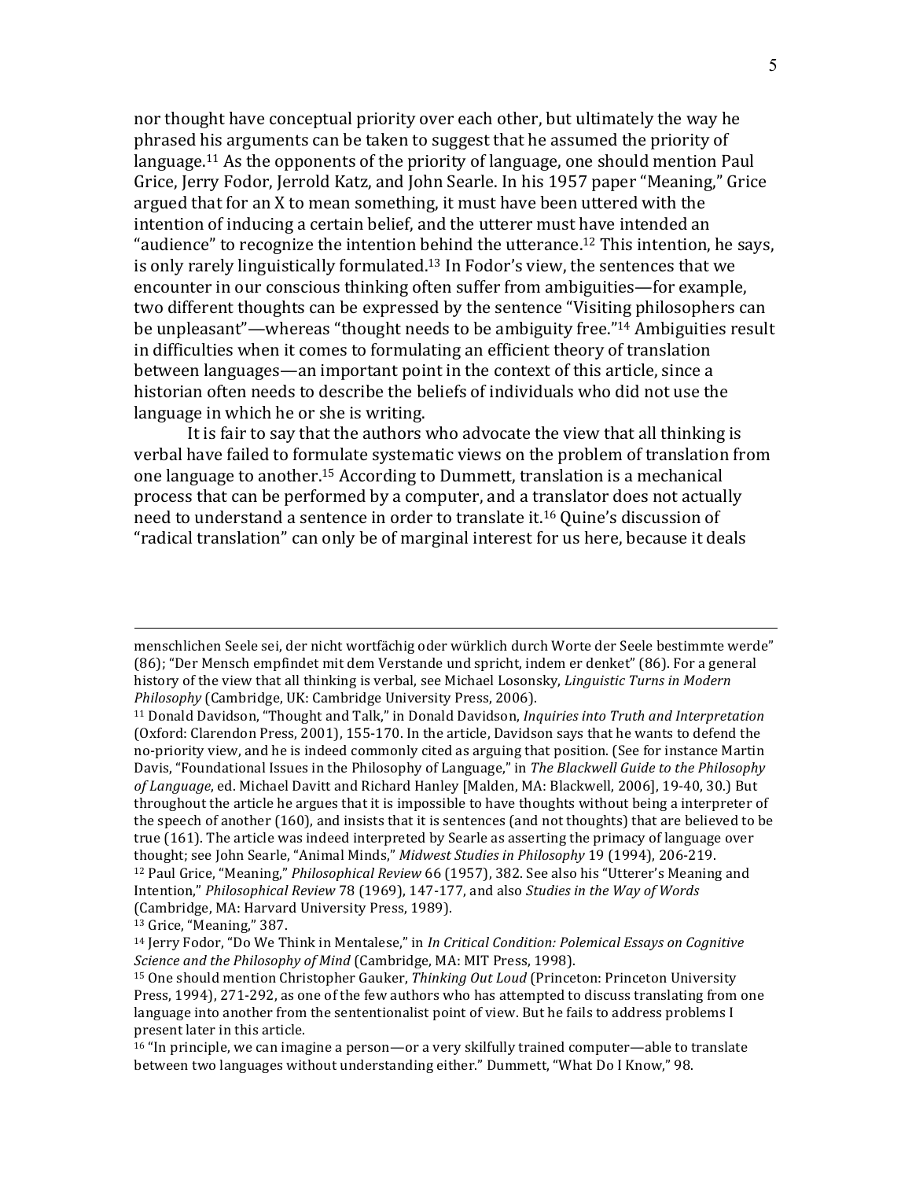nor thought have conceptual priority over each other, but ultimately the way he phrased his arguments can be taken to suggest that he assumed the priority of language.[11] As the opponents of the priority of language, one should mention Paul Grice, Jerry Fodor, Jerrold Katz, and John Searle. In his 1957 paper "Meaning," Grice argued that for an X to mean something, it must have been uttered with the intention of inducing a certain belief, and the utterer must have intended an "audience" to recognize the intention behind the utterance.[12] This intention, he says, is only rarely linguistically formulated.[13] In Fodor's view, the sentences that we encounter in our conscious thinking often suffer from ambiguities—for example, two different thoughts can be expressed by the sentence "Visiting philosophers can be unpleasant"—whereas "thought needs to be ambiguity free."[14] Ambiguities result in difficulties when it comes to formulating an efficient theory of translation between languages—an important point in the context of this article, since a historian often needs to describe the beliefs of individuals who did not use the language in which he or she is writing.

It is fair to say that the authors who advocate the view that all thinking is verbal have failed to formulate systematic views on the problem of translation from one language to another.[15] According to Dummett, translation is a mechanical process that can be performed by a computer, and a translator does not actually need to understand a sentence in order to translate it.[16] Quine's discussion of "radical translation" can only be of marginal interest for us here, because it deals

---

menschlichen Seele sei, der nicht wortfächig oder würklich durch Worte der Seele bestimmte werde" (86); "Der Mensch empfindet mit dem Verstande und spricht, indem er denket" (86). For a general history of the view that all thinking is verbal, see Michael Losonsky, *Linguistic Turns in Modern Philosophy* (Cambridge, UK: Cambridge University Press, 2006).

[11] Donald Davidson, "Thought and Talk," in Donald Davidson, *Inquiries into Truth and Interpretation* (Oxford: Clarendon Press, 2001), 155-170. In the article, Davidson says that he wants to defend the no-priority view, and he is indeed commonly cited as arguing that position. (See for instance Martin Davis, "Foundational Issues in the Philosophy of Language," in *The Blackwell Guide to the Philosophy of Language*, ed. Michael Davitt and Richard Hanley [Malden, MA: Blackwell, 2006], 19-40, 30.) But throughout the article he argues that it is impossible to have thoughts without being a interpreter of the speech of another (160), and insists that it is sentences (and not thoughts) that are believed to be true (161). The article was indeed interpreted by Searle as asserting the primacy of language over thought; see John Searle, "Animal Minds," *Midwest Studies in Philosophy* 19 (1994), 206-219.

[12] Paul Grice, "Meaning," *Philosophical Review* 66 (1957), 382. See also his "Utterer's Meaning and Intention," *Philosophical Review* 78 (1969), 147-177, and also *Studies in the Way of Words* (Cambridge, MA: Harvard University Press, 1989).

[13] Grice, "Meaning," 387.

[14] Jerry Fodor, "Do We Think in Mentalese," in *In Critical Condition: Polemical Essays on Cognitive Science and the Philosophy of Mind* (Cambridge, MA: MIT Press, 1998).

[15] One should mention Christopher Gauker, *Thinking Out Loud* (Princeton: Princeton University Press, 1994), 271-292, as one of the few authors who has attempted to discuss translating from one language into another from the sententionalist point of view. But he fails to address problems I present later in this article.

[16] "In principle, we can imagine a person—or a very skilfully trained computer—able to translate between two languages without understanding either." Dummett, "What Do I Know," 98.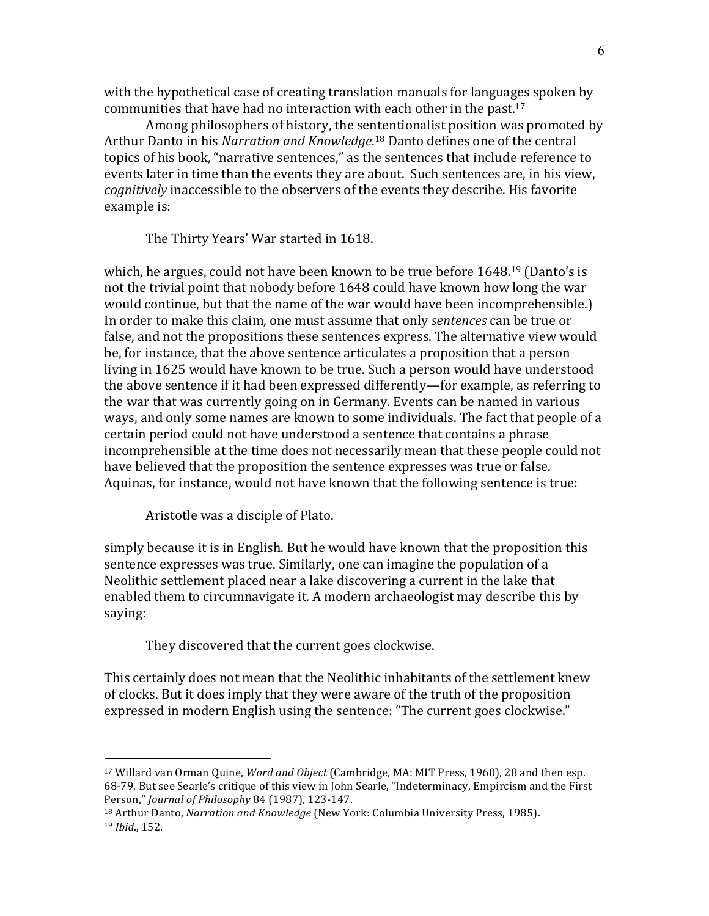with the hypothetical case of creating translation manuals for languages spoken by communities that have had no interaction with each other in the past.[17]

Among philosophers of history, the sententionalist position was promoted by Arthur Danto in his *Narration and Knowledge*.[18] Danto defines one of the central topics of his book, "narrative sentences," as the sentences that include reference to events later in time than the events they are about. Such sentences are, in his view, *cognitively* inaccessible to the observers of the events they describe. His favorite example is:

> The Thirty Years' War started in 1618.

which, he argues, could not have been known to be true before 1648.[19] (Danto's is not the trivial point that nobody before 1648 could have known how long the war would continue, but that the name of the war would have been incomprehensible.) In order to make this claim, one must assume that only *sentences* can be true or false, and not the propositions these sentences express. The alternative view would be, for instance, that the above sentence articulates a proposition that a person living in 1625 would have known to be true. Such a person would have understood the above sentence if it had been expressed differently—for example, as referring to the war that was currently going on in Germany. Events can be named in various ways, and only some names are known to some individuals. The fact that people of a certain period could not have understood a sentence that contains a phrase incomprehensible at the time does not necessarily mean that these people could not have believed that the proposition the sentence expresses was true or false. Aquinas, for instance, would not have known that the following sentence is true:

> Aristotle was a disciple of Plato.

simply because it is in English. But he would have known that the proposition this sentence expresses was true. Similarly, one can imagine the population of a Neolithic settlement placed near a lake discovering a current in the lake that enabled them to circumnavigate it. A modern archaeologist may describe this by saying:

> They discovered that the current goes clockwise.

This certainly does not mean that the Neolithic inhabitants of the settlement knew of clocks. But it does imply that they were aware of the truth of the proposition expressed in modern English using the sentence: "The current goes clockwise."

---

[17] Willard van Orman Quine, *Word and Object* (Cambridge, MA: MIT Press, 1960), 28 and then esp. 68-79. But see Searle's critique of this view in John Searle, "Indeterminacy, Empircism and the First Person," *Journal of Philosophy* 84 (1987), 123-147.

[18] Arthur Danto, *Narration and Knowledge* (New York: Columbia University Press, 1985).

[19] *Ibid.*, 152.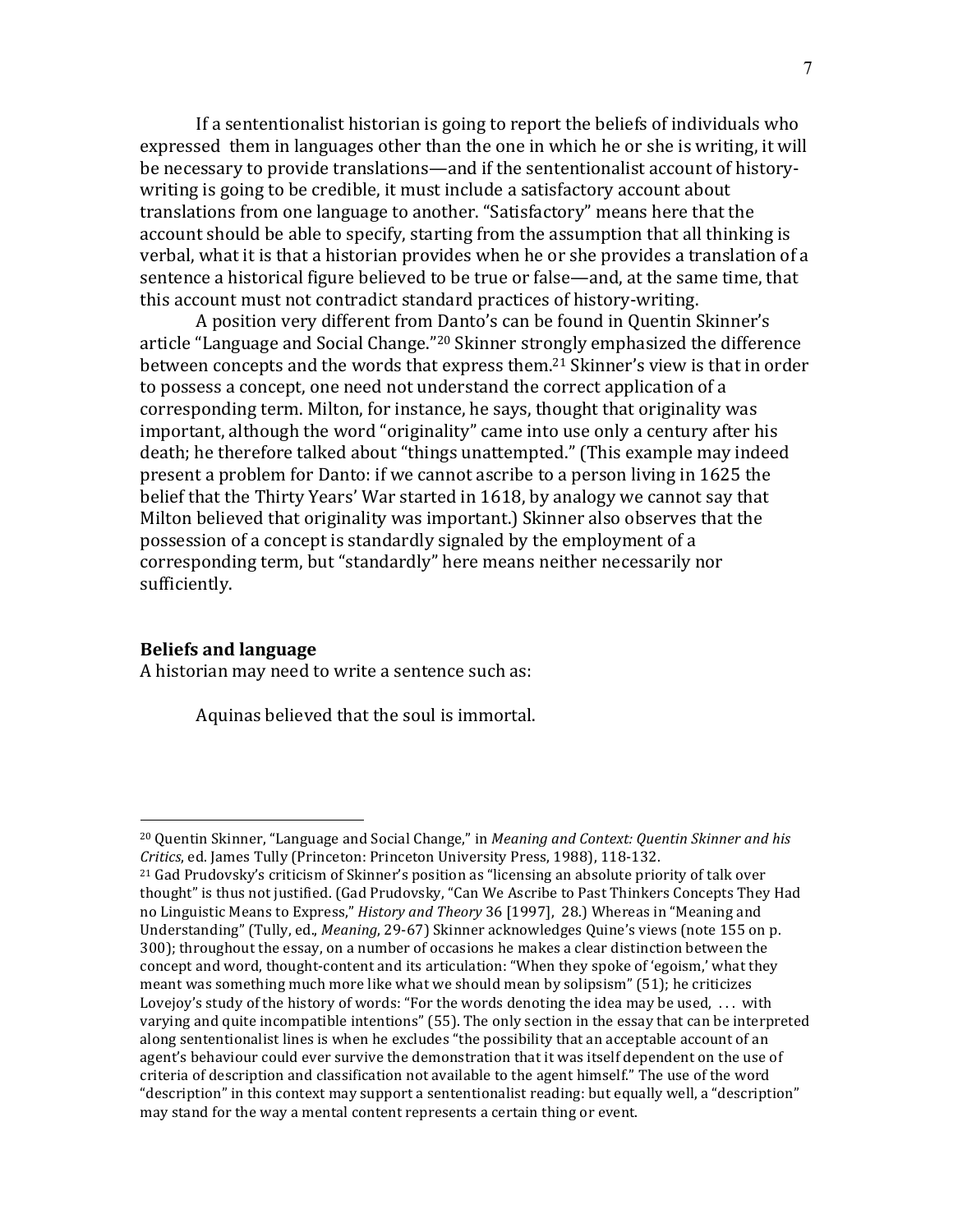If a sententionalist historian is going to report the beliefs of individuals who expressed them in languages other than the one in which he or she is writing, it will be necessary to provide translations—and if the sententionalist account of history-writing is going to be credible, it must include a satisfactory account about translations from one language to another. "Satisfactory" means here that the account should be able to specify, starting from the assumption that all thinking is verbal, what it is that a historian provides when he or she provides a translation of a sentence a historical figure believed to be true or false—and, at the same time, that this account must not contradict standard practices of history-writing.

A position very different from Danto's can be found in Quentin Skinner's article "Language and Social Change."[20] Skinner strongly emphasized the difference between concepts and the words that express them.[21] Skinner's view is that in order to possess a concept, one need not understand the correct application of a corresponding term. Milton, for instance, he says, thought that originality was important, although the word "originality" came into use only a century after his death; he therefore talked about "things unattempted." (This example may indeed present a problem for Danto: if we cannot ascribe to a person living in 1625 the belief that the Thirty Years' War started in 1618, by analogy we cannot say that Milton believed that originality was important.) Skinner also observes that the possession of a concept is standardly signaled by the employment of a corresponding term, but "standardly" here means neither necessarily nor sufficiently.

## Beliefs and language

A historian may need to write a sentence such as:

> Aquinas believed that the soul is immortal.

---

[20] Quentin Skinner, "Language and Social Change," in *Meaning and Context: Quentin Skinner and his Critics*, ed. James Tully (Princeton: Princeton University Press, 1988), 118-132.

[21] Gad Prudovsky's criticism of Skinner's position as "licensing an absolute priority of talk over thought" is thus not justified. (Gad Prudovsky, "Can We Ascribe to Past Thinkers Concepts They Had no Linguistic Means to Express," *History and Theory* 36 [1997], 28.) Whereas in "Meaning and Understanding" (Tully, ed., *Meaning*, 29-67) Skinner acknowledges Quine's views (note 155 on p. 300); throughout the essay, on a number of occasions he makes a clear distinction between the concept and word, thought-content and its articulation: "When they spoke of 'egoism,' what they meant was something much more like what we should mean by solipsism" (51); he criticizes Lovejoy's study of the history of words: "For the words denoting the idea may be used, ... with varying and quite incompatible intentions" (55). The only section in the essay that can be interpreted along sententionalist lines is when he excludes "the possibility that an acceptable account of an agent's behaviour could ever survive the demonstration that it was itself dependent on the use of criteria of description and classification not available to the agent himself." The use of the word "description" in this context may support a sententionalist reading: but equally well, a "description" may stand for the way a mental content represents a certain thing or event.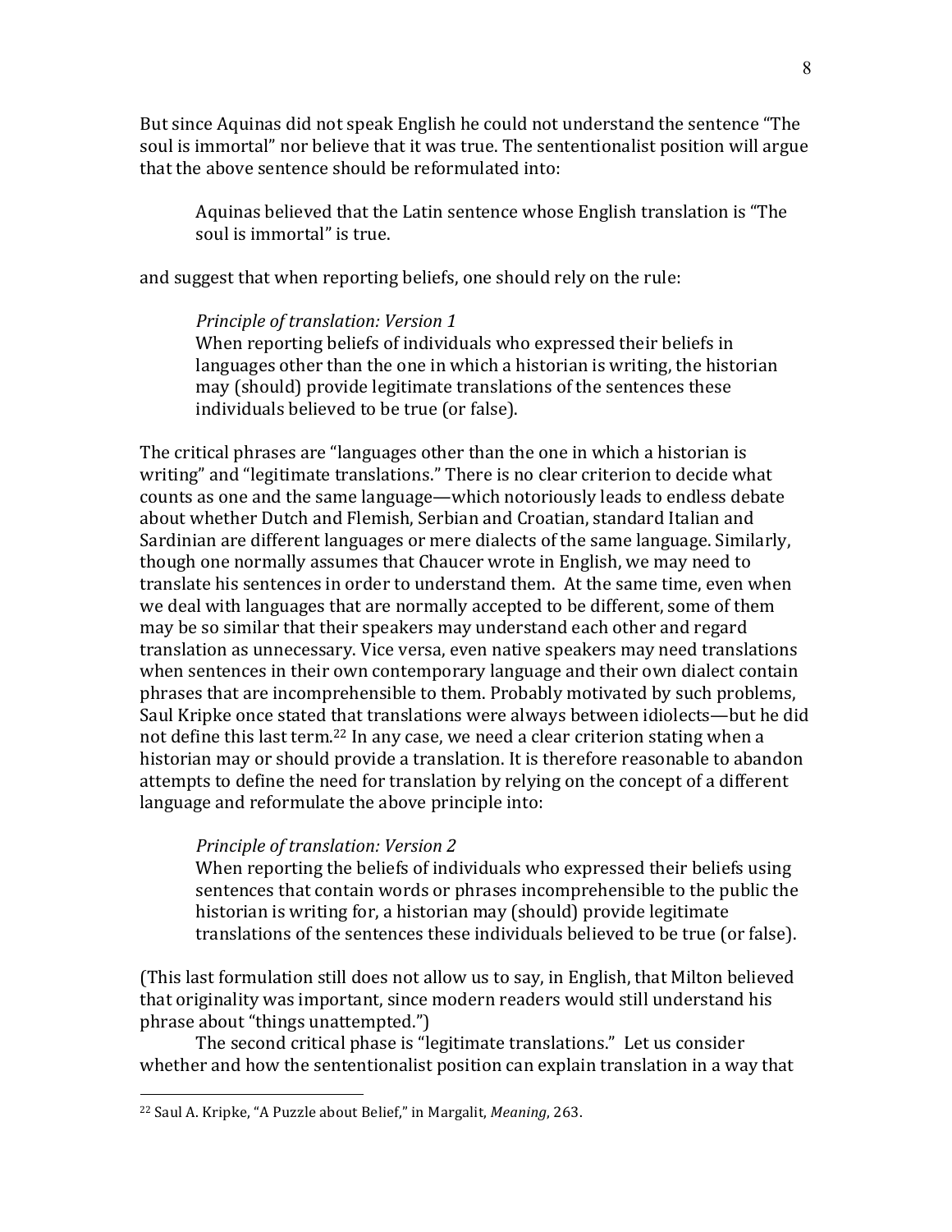But since Aquinas did not speak English he could not understand the sentence "The soul is immortal" nor believe that it was true. The sententionalist position will argue that the above sentence should be reformulated into:

> Aquinas believed that the Latin sentence whose English translation is "The soul is immortal" is true.

and suggest that when reporting beliefs, one should rely on the rule:

> *Principle of translation: Version 1*
> When reporting beliefs of individuals who expressed their beliefs in languages other than the one in which a historian is writing, the historian may (should) provide legitimate translations of the sentences these individuals believed to be true (or false).

The critical phrases are "languages other than the one in which a historian is writing" and "legitimate translations." There is no clear criterion to decide what counts as one and the same language—which notoriously leads to endless debate about whether Dutch and Flemish, Serbian and Croatian, standard Italian and Sardinian are different languages or mere dialects of the same language. Similarly, though one normally assumes that Chaucer wrote in English, we may need to translate his sentences in order to understand them. At the same time, even when we deal with languages that are normally accepted to be different, some of them may be so similar that their speakers may understand each other and regard translation as unnecessary. Vice versa, even native speakers may need translations when sentences in their own contemporary language and their own dialect contain phrases that are incomprehensible to them. Probably motivated by such problems, Saul Kripke once stated that translations were always between idiolects—but he did not define this last term.[22] In any case, we need a clear criterion stating when a historian may or should provide a translation. It is therefore reasonable to abandon attempts to define the need for translation by relying on the concept of a different language and reformulate the above principle into:

> *Principle of translation: Version 2*
> When reporting the beliefs of individuals who expressed their beliefs using sentences that contain words or phrases incomprehensible to the public the historian is writing for, a historian may (should) provide legitimate translations of the sentences these individuals believed to be true (or false).

(This last formulation still does not allow us to say, in English, that Milton believed that originality was important, since modern readers would still understand his phrase about "things unattempted.")

The second critical phase is "legitimate translations." Let us consider whether and how the sententionalist position can explain translation in a way that

[22] Saul A. Kripke, "A Puzzle about Belief," in Margalit, *Meaning*, 263.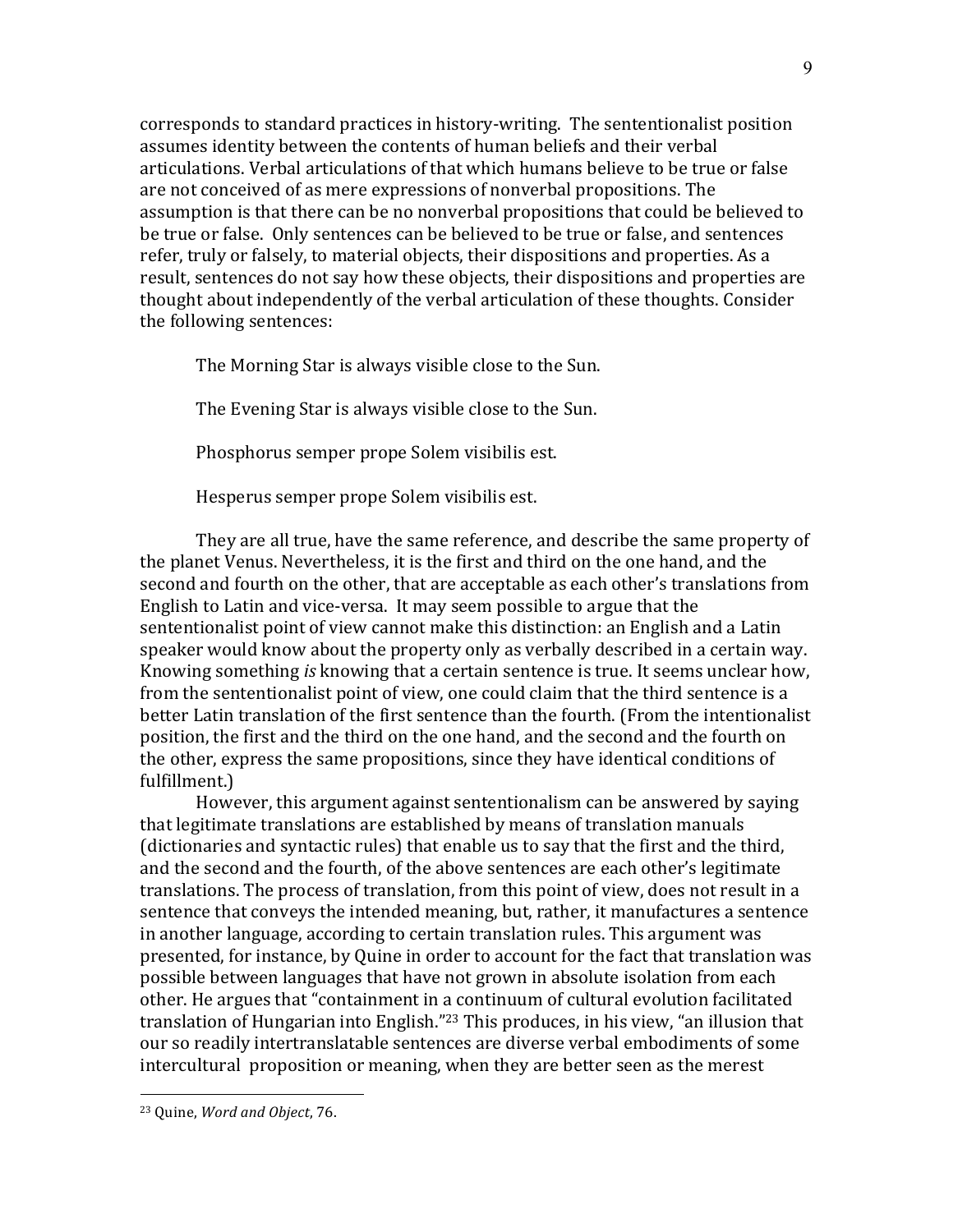corresponds to standard practices in history-writing. The sententionalist position assumes identity between the contents of human beliefs and their verbal articulations. Verbal articulations of that which humans believe to be true or false are not conceived of as mere expressions of nonverbal propositions. The assumption is that there can be no nonverbal propositions that could be believed to be true or false. Only sentences can be believed to be true or false, and sentences refer, truly or falsely, to material objects, their dispositions and properties. As a result, sentences do not say how these objects, their dispositions and properties are thought about independently of the verbal articulation of these thoughts. Consider the following sentences:

> The Morning Star is always visible close to the Sun.
>
> The Evening Star is always visible close to the Sun.
>
> Phosphorus semper prope Solem visibilis est.
>
> Hesperus semper prope Solem visibilis est.

They are all true, have the same reference, and describe the same property of the planet Venus. Nevertheless, it is the first and third on the one hand, and the second and fourth on the other, that are acceptable as each other's translations from English to Latin and vice-versa. It may seem possible to argue that the sententionalist point of view cannot make this distinction: an English and a Latin speaker would know about the property only as verbally described in a certain way. Knowing something *is* knowing that a certain sentence is true. It seems unclear how, from the sententionalist point of view, one could claim that the third sentence is a better Latin translation of the first sentence than the fourth. (From the intentionalist position, the first and the third on the one hand, and the second and the fourth on the other, express the same propositions, since they have identical conditions of fulfillment.)

However, this argument against sententionalism can be answered by saying that legitimate translations are established by means of translation manuals (dictionaries and syntactic rules) that enable us to say that the first and the third, and the second and the fourth, of the above sentences are each other's legitimate translations. The process of translation, from this point of view, does not result in a sentence that conveys the intended meaning, but, rather, it manufactures a sentence in another language, according to certain translation rules. This argument was presented, for instance, by Quine in order to account for the fact that translation was possible between languages that have not grown in absolute isolation from each other. He argues that "containment in a continuum of cultural evolution facilitated translation of Hungarian into English."[23] This produces, in his view, "an illusion that our so readily intertranslatable sentences are diverse verbal embodiments of some intercultural proposition or meaning, when they are better seen as the merest

[23] Quine, *Word and Object*, 76.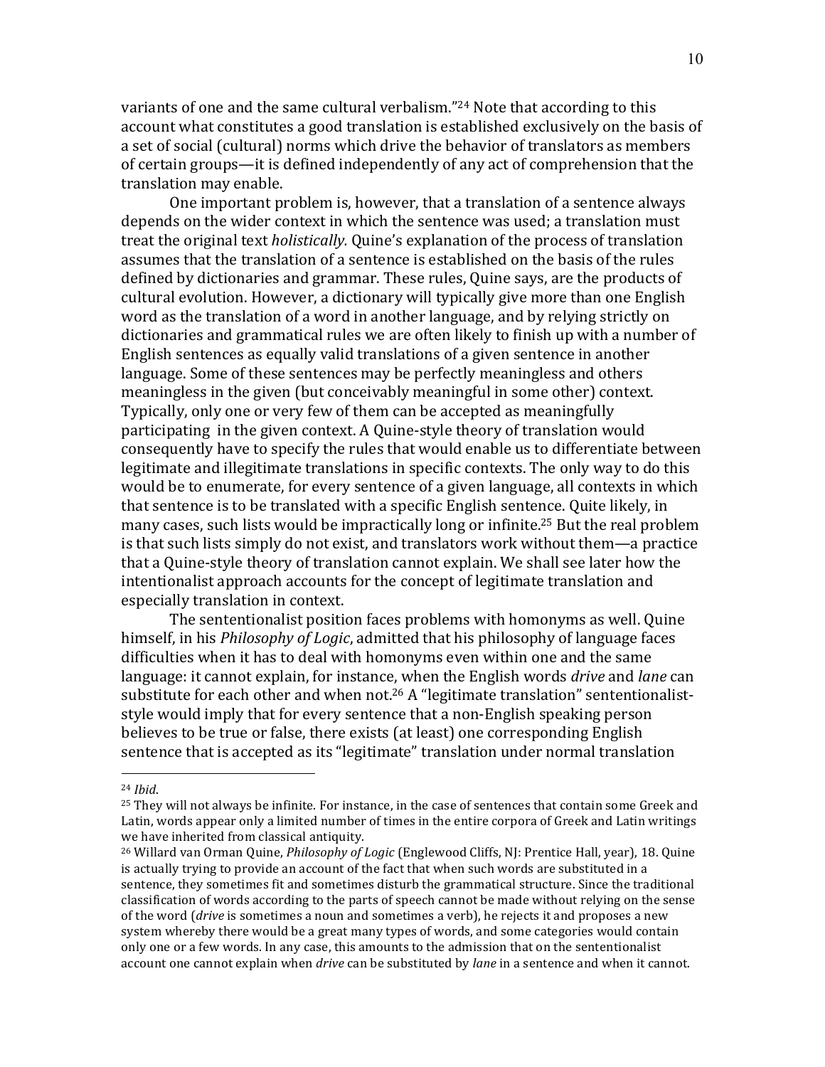variants of one and the same cultural verbalism."[24] Note that according to this account what constitutes a good translation is established exclusively on the basis of a set of social (cultural) norms which drive the behavior of translators as members of certain groups—it is defined independently of any act of comprehension that the translation may enable.

One important problem is, however, that a translation of a sentence always depends on the wider context in which the sentence was used; a translation must treat the original text *holistically.* Quine's explanation of the process of translation assumes that the translation of a sentence is established on the basis of the rules defined by dictionaries and grammar. These rules, Quine says, are the products of cultural evolution. However, a dictionary will typically give more than one English word as the translation of a word in another language, and by relying strictly on dictionaries and grammatical rules we are often likely to finish up with a number of English sentences as equally valid translations of a given sentence in another language. Some of these sentences may be perfectly meaningless and others meaningless in the given (but conceivably meaningful in some other) context. Typically, only one or very few of them can be accepted as meaningfully participating in the given context. A Quine-style theory of translation would consequently have to specify the rules that would enable us to differentiate between legitimate and illegitimate translations in specific contexts. The only way to do this would be to enumerate, for every sentence of a given language, all contexts in which that sentence is to be translated with a specific English sentence. Quite likely, in many cases, such lists would be impractically long or infinite.[25] But the real problem is that such lists simply do not exist, and translators work without them—a practice that a Quine-style theory of translation cannot explain. We shall see later how the intentionalist approach accounts for the concept of legitimate translation and especially translation in context.

The sententionalist position faces problems with homonyms as well. Quine himself, in his *Philosophy of Logic*, admitted that his philosophy of language faces difficulties when it has to deal with homonyms even within one and the same language: it cannot explain, for instance, when the English words *drive* and *lane* can substitute for each other and when not.[26] A "legitimate translation" sententionalist-style would imply that for every sentence that a non-English speaking person believes to be true or false, there exists (at least) one corresponding English sentence that is accepted as its "legitimate" translation under normal translation

---

[24] *Ibid*.

[25] They will not always be infinite. For instance, in the case of sentences that contain some Greek and Latin, words appear only a limited number of times in the entire corpora of Greek and Latin writings we have inherited from classical antiquity.

[26] Willard van Orman Quine, *Philosophy of Logic* (Englewood Cliffs, NJ: Prentice Hall, year), 18. Quine is actually trying to provide an account of the fact that when such words are substituted in a sentence, they sometimes fit and sometimes disturb the grammatical structure. Since the traditional classification of words according to the parts of speech cannot be made without relying on the sense of the word (*drive* is sometimes a noun and sometimes a verb), he rejects it and proposes a new system whereby there would be a great many types of words, and some categories would contain only one or a few words. In any case, this amounts to the admission that on the sententionalist account one cannot explain when *drive* can be substituted by *lane* in a sentence and when it cannot.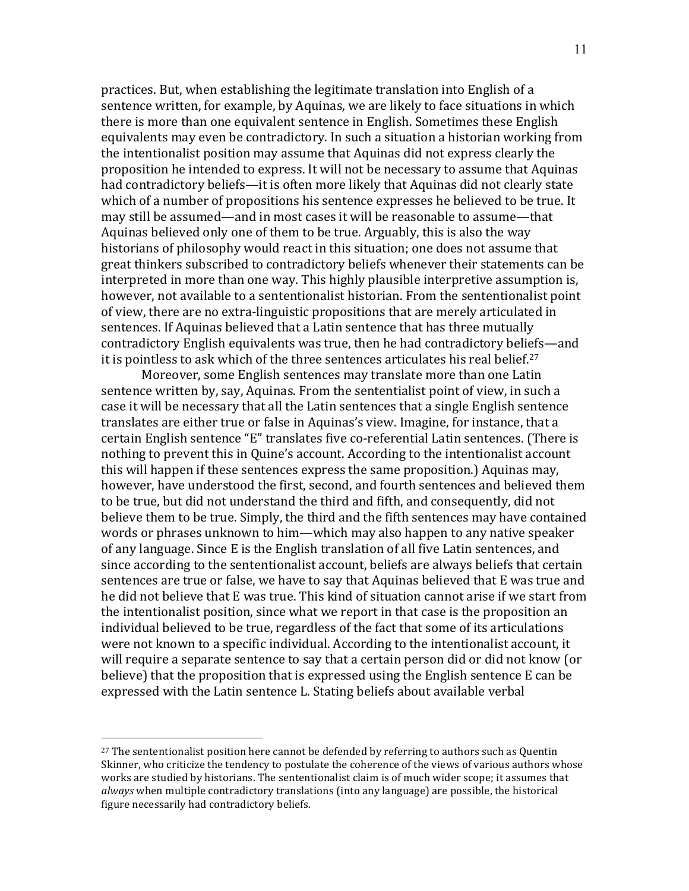practices. But, when establishing the legitimate translation into English of a sentence written, for example, by Aquinas, we are likely to face situations in which there is more than one equivalent sentence in English. Sometimes these English equivalents may even be contradictory. In such a situation a historian working from the intentionalist position may assume that Aquinas did not express clearly the proposition he intended to express. It will not be necessary to assume that Aquinas had contradictory beliefs—it is often more likely that Aquinas did not clearly state which of a number of propositions his sentence expresses he believed to be true. It may still be assumed—and in most cases it will be reasonable to assume—that Aquinas believed only one of them to be true. Arguably, this is also the way historians of philosophy would react in this situation; one does not assume that great thinkers subscribed to contradictory beliefs whenever their statements can be interpreted in more than one way. This highly plausible interpretive assumption is, however, not available to a sententionalist historian. From the sententionalist point of view, there are no extra-linguistic propositions that are merely articulated in sentences. If Aquinas believed that a Latin sentence that has three mutually contradictory English equivalents was true, then he had contradictory beliefs—and it is pointless to ask which of the three sentences articulates his real belief.[27]

Moreover, some English sentences may translate more than one Latin sentence written by, say, Aquinas. From the sententialist point of view, in such a case it will be necessary that all the Latin sentences that a single English sentence translates are either true or false in Aquinas's view. Imagine, for instance, that a certain English sentence "E" translates five co-referential Latin sentences. (There is nothing to prevent this in Quine's account. According to the intentionalist account this will happen if these sentences express the same proposition.) Aquinas may, however, have understood the first, second, and fourth sentences and believed them to be true, but did not understand the third and fifth, and consequently, did not believe them to be true. Simply, the third and the fifth sentences may have contained words or phrases unknown to him—which may also happen to any native speaker of any language. Since E is the English translation of all five Latin sentences, and since according to the sententionalist account, beliefs are always beliefs that certain sentences are true or false, we have to say that Aquinas believed that E was true and he did not believe that E was true. This kind of situation cannot arise if we start from the intentionalist position, since what we report in that case is the proposition an individual believed to be true, regardless of the fact that some of its articulations were not known to a specific individual. According to the intentionalist account, it will require a separate sentence to say that a certain person did or did not know (or believe) that the proposition that is expressed using the English sentence E can be expressed with the Latin sentence L. Stating beliefs about available verbal

---

[27] The sententionalist position here cannot be defended by referring to authors such as Quentin Skinner, who criticize the tendency to postulate the coherence of the views of various authors whose works are studied by historians. The sententionalist claim is of much wider scope; it assumes that *always* when multiple contradictory translations (into any language) are possible, the historical figure necessarily had contradictory beliefs.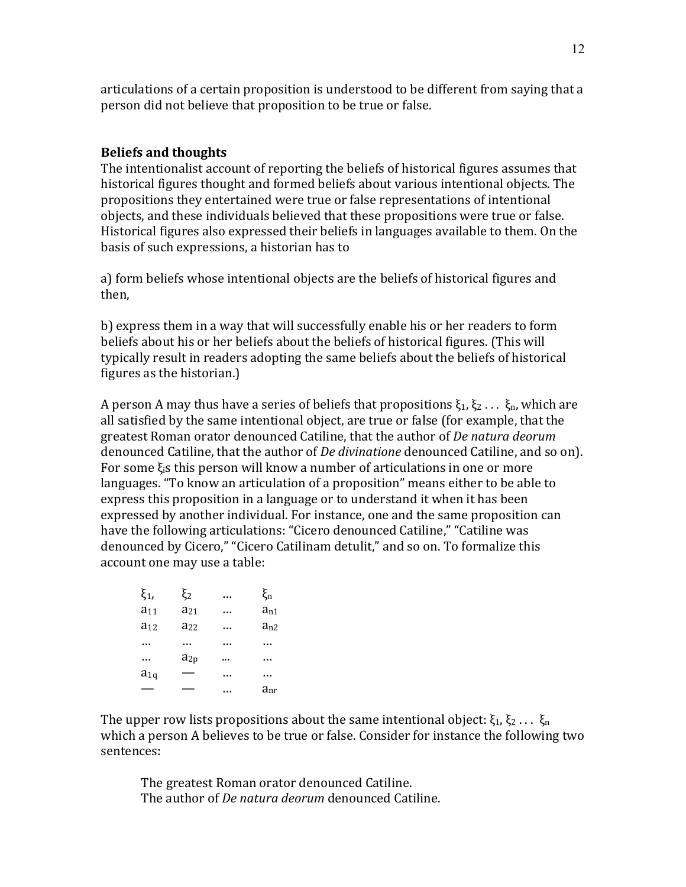articulations of a certain proposition is understood to be different from saying that a person did not believe that proposition to be true or false.

### Beliefs and thoughts

The intentionalist account of reporting the beliefs of historical figures assumes that historical figures thought and formed beliefs about various intentional objects. The propositions they entertained were true or false representations of intentional objects, and these individuals believed that these propositions were true or false. Historical figures also expressed their beliefs in languages available to them. On the basis of such expressions, a historian has to

a) form beliefs whose intentional objects are the beliefs of historical figures and then,

b) express them in a way that will successfully enable his or her readers to form beliefs about his or her beliefs about the beliefs of historical figures. (This will typically result in readers adopting the same beliefs about the beliefs of historical figures as the historian.)

A person A may thus have a series of beliefs that propositions $\xi_1, \xi_2 \ldots \xi_n$, which are all satisfied by the same intentional object, are true or false (for example, that the greatest Roman orator denounced Catiline, that the author of *De natura deorum* denounced Catiline, that the author of *De divinatione* denounced Catiline, and so on). For some $\xi_i$s this person will know a number of articulations in one or more languages. "To know an articulation of a proposition" means either to be able to express this proposition in a language or to understand it when it has been expressed by another individual. For instance, one and the same proposition can have the following articulations: "Cicero denounced Catiline," "Catiline was denounced by Cicero," "Cicero Catilinam detulit," and so on. To formalize this account one may use a table:

| $\xi_1$, | $\xi_2$ | … | $\xi_n$ |
|---|---|---|---|
| $a_{11}$ | $a_{21}$ | … | $a_{n1}$ |
| $a_{12}$ | $a_{22}$ | … | $a_{n2}$ |
| … | … | … | … |
| … | $a_{2p}$ | … | … |
| $a_{1q}$ | — | … | … |
| — | — | … | $a_{nr}$ |

The upper row lists propositions about the same intentional object: $\xi_1, \xi_2 \ldots \xi_n$ which a person A believes to be true or false. Consider for instance the following two sentences:

> The greatest Roman orator denounced Catiline.
> The author of *De natura deorum* denounced Catiline.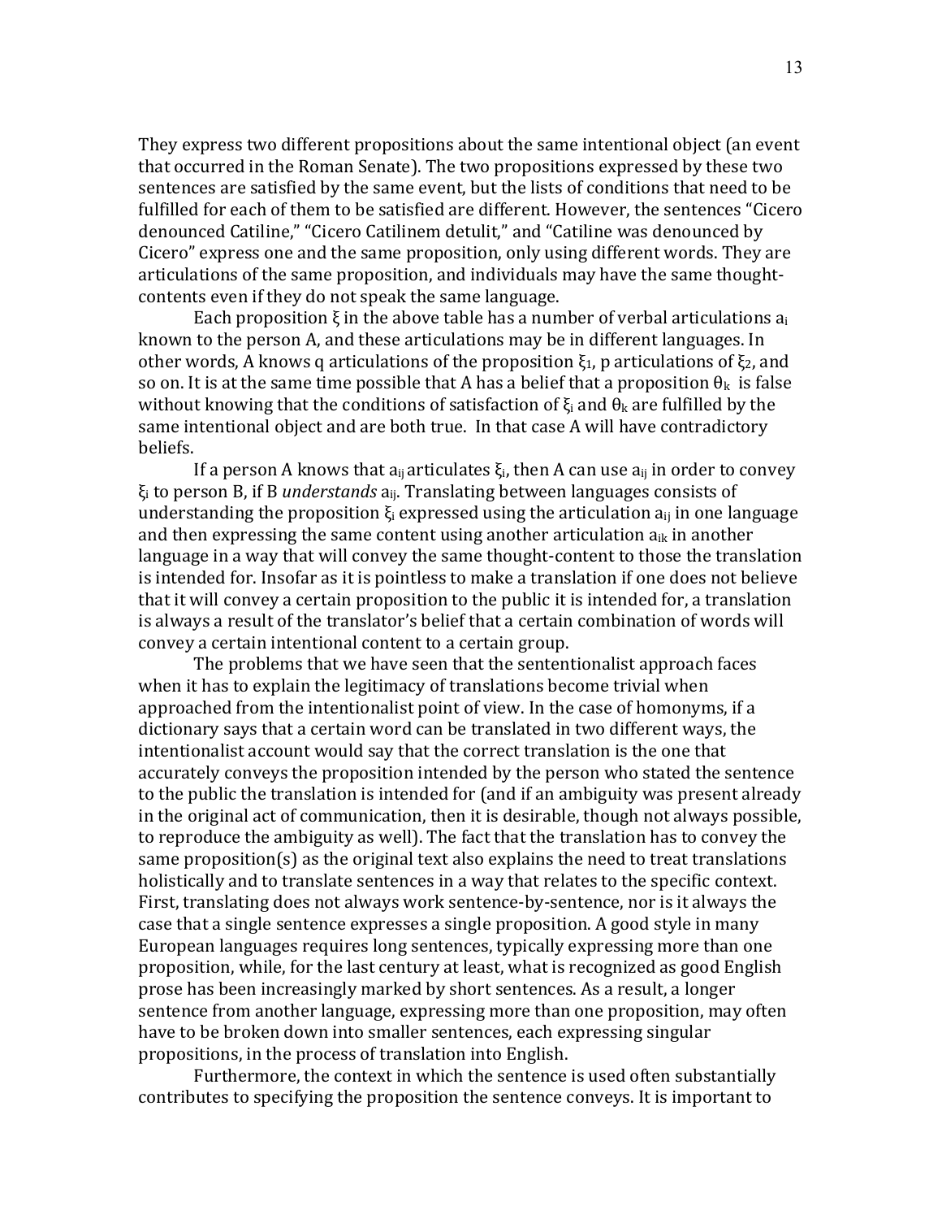They express two different propositions about the same intentional object (an event that occurred in the Roman Senate). The two propositions expressed by these two sentences are satisfied by the same event, but the lists of conditions that need to be fulfilled for each of them to be satisfied are different. However, the sentences "Cicero denounced Catiline," "Cicero Catilinem detulit," and "Catiline was denounced by Cicero" express one and the same proposition, only using different words. They are articulations of the same proposition, and individuals may have the same thought-contents even if they do not speak the same language.

Each proposition $\xi$ in the above table has a number of verbal articulations $a_i$ known to the person A, and these articulations may be in different languages. In other words, A knows q articulations of the proposition $\xi_1$, p articulations of $\xi_2$, and so on. It is at the same time possible that A has a belief that a proposition $\theta_k$ is false without knowing that the conditions of satisfaction of $\xi_i$ and $\theta_k$ are fulfilled by the same intentional object and are both true. In that case A will have contradictory beliefs.

If a person A knows that $a_{ij}$ articulates $\xi_i$, then A can use $a_{ij}$ in order to convey $\xi_i$ to person B, if B *understands* $a_{ij}$. Translating between languages consists of understanding the proposition $\xi_i$ expressed using the articulation $a_{ij}$ in one language and then expressing the same content using another articulation $a_{ik}$ in another language in a way that will convey the same thought-content to those the translation is intended for. Insofar as it is pointless to make a translation if one does not believe that it will convey a certain proposition to the public it is intended for, a translation is always a result of the translator's belief that a certain combination of words will convey a certain intentional content to a certain group.

The problems that we have seen that the sententionalist approach faces when it has to explain the legitimacy of translations become trivial when approached from the intentionalist point of view. In the case of homonyms, if a dictionary says that a certain word can be translated in two different ways, the intentionalist account would say that the correct translation is the one that accurately conveys the proposition intended by the person who stated the sentence to the public the translation is intended for (and if an ambiguity was present already in the original act of communication, then it is desirable, though not always possible, to reproduce the ambiguity as well). The fact that the translation has to convey the same proposition(s) as the original text also explains the need to treat translations holistically and to translate sentences in a way that relates to the specific context. First, translating does not always work sentence-by-sentence, nor is it always the case that a single sentence expresses a single proposition. A good style in many European languages requires long sentences, typically expressing more than one proposition, while, for the last century at least, what is recognized as good English prose has been increasingly marked by short sentences. As a result, a longer sentence from another language, expressing more than one proposition, may often have to be broken down into smaller sentences, each expressing singular propositions, in the process of translation into English.

Furthermore, the context in which the sentence is used often substantially contributes to specifying the proposition the sentence conveys. It is important to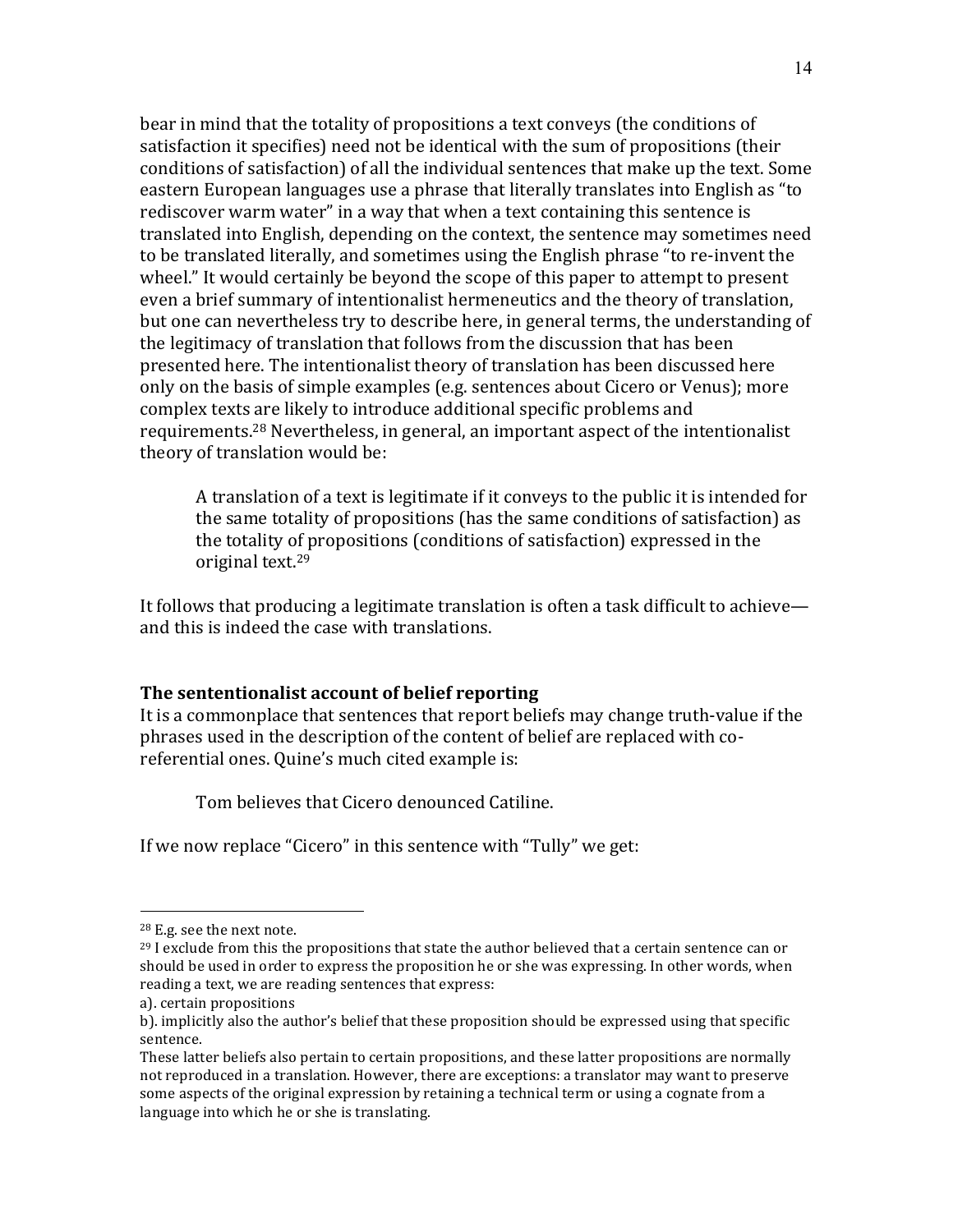bear in mind that the totality of propositions a text conveys (the conditions of satisfaction it specifies) need not be identical with the sum of propositions (their conditions of satisfaction) of all the individual sentences that make up the text. Some eastern European languages use a phrase that literally translates into English as "to rediscover warm water" in a way that when a text containing this sentence is translated into English, depending on the context, the sentence may sometimes need to be translated literally, and sometimes using the English phrase "to re-invent the wheel." It would certainly be beyond the scope of this paper to attempt to present even a brief summary of intentionalist hermeneutics and the theory of translation, but one can nevertheless try to describe here, in general terms, the understanding of the legitimacy of translation that follows from the discussion that has been presented here. The intentionalist theory of translation has been discussed here only on the basis of simple examples (e.g. sentences about Cicero or Venus); more complex texts are likely to introduce additional specific problems and requirements.[28] Nevertheless, in general, an important aspect of the intentionalist theory of translation would be:

> A translation of a text is legitimate if it conveys to the public it is intended for the same totality of propositions (has the same conditions of satisfaction) as the totality of propositions (conditions of satisfaction) expressed in the original text.[29]

It follows that producing a legitimate translation is often a task difficult to achieve—and this is indeed the case with translations.

### The sententionalist account of belief reporting

It is a commonplace that sentences that report beliefs may change truth-value if the phrases used in the description of the content of belief are replaced with co-referential ones. Quine's much cited example is:

> Tom believes that Cicero denounced Catiline.

If we now replace "Cicero" in this sentence with "Tully" we get:

---

[28] E.g. see the next note.

[29] I exclude from this the propositions that state the author believed that a certain sentence can or should be used in order to express the proposition he or she was expressing. In other words, when reading a text, we are reading sentences that express:

a). certain propositions

b). implicitly also the author's belief that these proposition should be expressed using that specific sentence.

These latter beliefs also pertain to certain propositions, and these latter propositions are normally not reproduced in a translation. However, there are exceptions: a translator may want to preserve some aspects of the original expression by retaining a technical term or using a cognate from a language into which he or she is translating.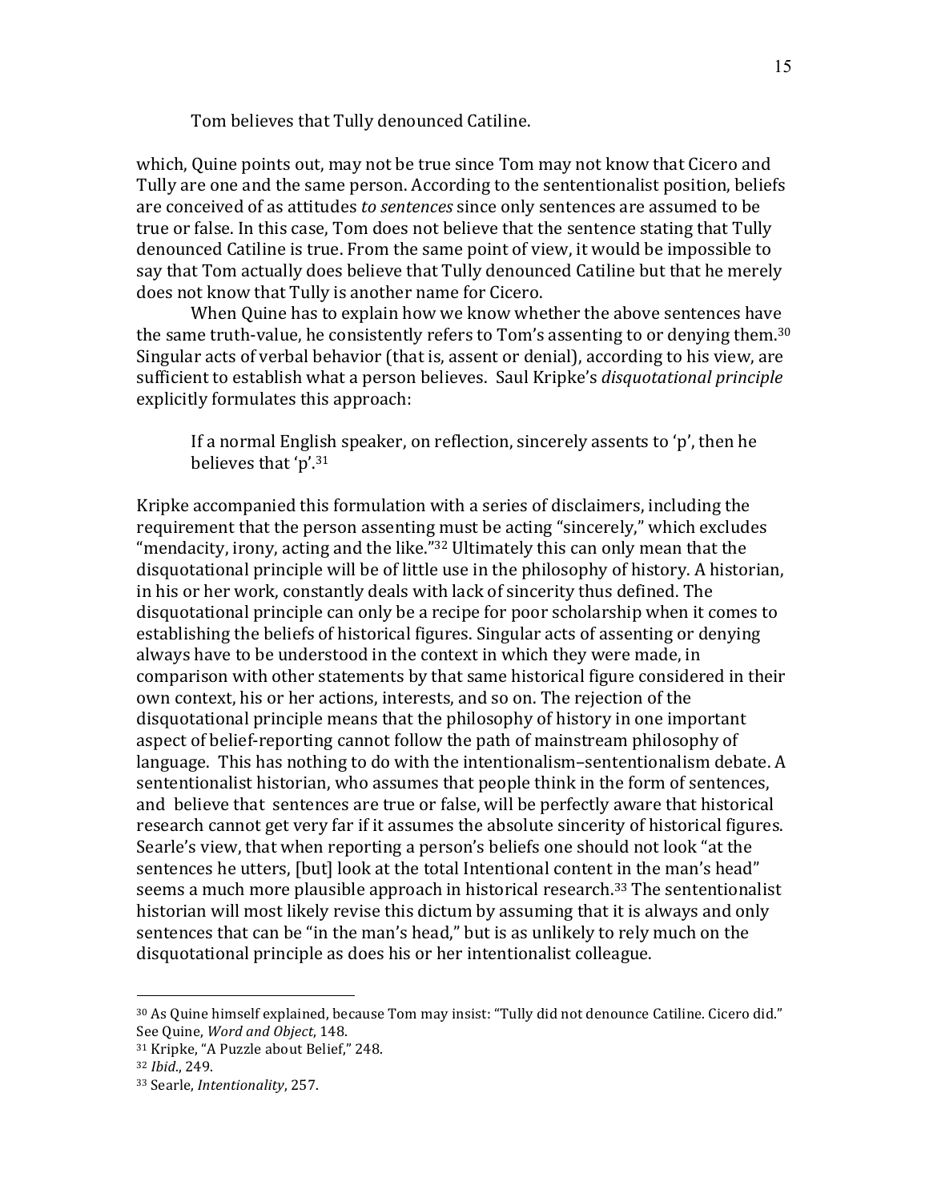Tom believes that Tully denounced Catiline.

which, Quine points out, may not be true since Tom may not know that Cicero and Tully are one and the same person. According to the sententionalist position, beliefs are conceived of as attitudes *to sentences* since only sentences are assumed to be true or false. In this case, Tom does not believe that the sentence stating that Tully denounced Catiline is true. From the same point of view, it would be impossible to say that Tom actually does believe that Tully denounced Catiline but that he merely does not know that Tully is another name for Cicero.

When Quine has to explain how we know whether the above sentences have the same truth-value, he consistently refers to Tom's assenting to or denying them.[30] Singular acts of verbal behavior (that is, assent or denial), according to his view, are sufficient to establish what a person believes. Saul Kripke's *disquotational principle* explicitly formulates this approach:

> If a normal English speaker, on reflection, sincerely assents to 'p', then he believes that 'p'.[31]

Kripke accompanied this formulation with a series of disclaimers, including the requirement that the person assenting must be acting "sincerely," which excludes "mendacity, irony, acting and the like."[32] Ultimately this can only mean that the disquotational principle will be of little use in the philosophy of history. A historian, in his or her work, constantly deals with lack of sincerity thus defined. The disquotational principle can only be a recipe for poor scholarship when it comes to establishing the beliefs of historical figures. Singular acts of assenting or denying always have to be understood in the context in which they were made, in comparison with other statements by that same historical figure considered in their own context, his or her actions, interests, and so on. The rejection of the disquotational principle means that the philosophy of history in one important aspect of belief-reporting cannot follow the path of mainstream philosophy of language. This has nothing to do with the intentionalism–sententionalism debate. A sententionalist historian, who assumes that people think in the form of sentences, and believe that sentences are true or false, will be perfectly aware that historical research cannot get very far if it assumes the absolute sincerity of historical figures. Searle's view, that when reporting a person's beliefs one should not look "at the sentences he utters, [but] look at the total Intentional content in the man's head" seems a much more plausible approach in historical research.[33] The sententionalist historian will most likely revise this dictum by assuming that it is always and only sentences that can be "in the man's head," but is as unlikely to rely much on the disquotational principle as does his or her intentionalist colleague.

---

[30] As Quine himself explained, because Tom may insist: "Tully did not denounce Catiline. Cicero did." See Quine, *Word and Object*, 148.

[31] Kripke, "A Puzzle about Belief," 248.

[32] *Ibid*., 249.

[33] Searle, *Intentionality*, 257.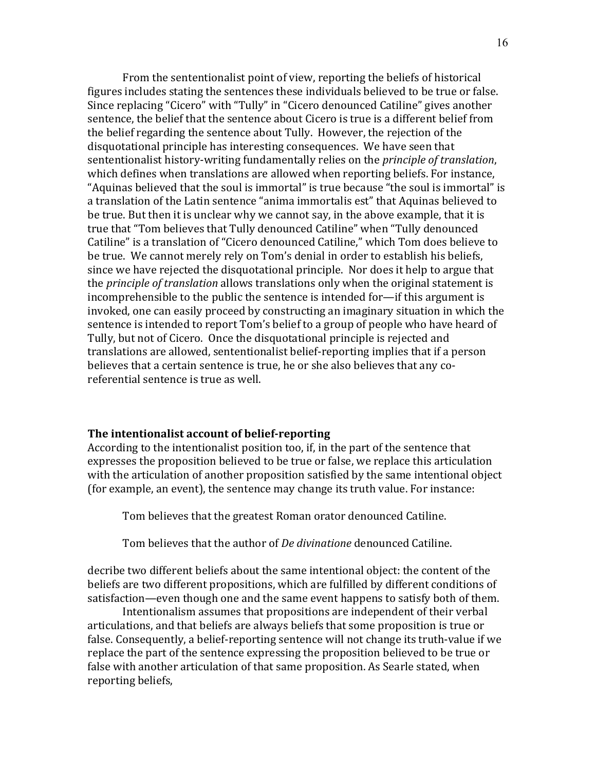From the sententionalist point of view, reporting the beliefs of historical figures includes stating the sentences these individuals believed to be true or false. Since replacing "Cicero" with "Tully" in "Cicero denounced Catiline" gives another sentence, the belief that the sentence about Cicero is true is a different belief from the belief regarding the sentence about Tully. However, the rejection of the disquotational principle has interesting consequences. We have seen that sententionalist history-writing fundamentally relies on the *principle of translation*, which defines when translations are allowed when reporting beliefs. For instance, "Aquinas believed that the soul is immortal" is true because "the soul is immortal" is a translation of the Latin sentence "anima immortalis est" that Aquinas believed to be true. But then it is unclear why we cannot say, in the above example, that it is true that "Tom believes that Tully denounced Catiline" when "Tully denounced Catiline" is a translation of "Cicero denounced Catiline," which Tom does believe to be true. We cannot merely rely on Tom's denial in order to establish his beliefs, since we have rejected the disquotational principle. Nor does it help to argue that the *principle of translation* allows translations only when the original statement is incomprehensible to the public the sentence is intended for—if this argument is invoked, one can easily proceed by constructing an imaginary situation in which the sentence is intended to report Tom's belief to a group of people who have heard of Tully, but not of Cicero. Once the disquotational principle is rejected and translations are allowed, sententionalist belief-reporting implies that if a person believes that a certain sentence is true, he or she also believes that any co-referential sentence is true as well.

## The intentionalist account of belief-reporting

According to the intentionalist position too, if, in the part of the sentence that expresses the proposition believed to be true or false, we replace this articulation with the articulation of another proposition satisfied by the same intentional object (for example, an event), the sentence may change its truth value. For instance:

> Tom believes that the greatest Roman orator denounced Catiline.
>
> Tom believes that the author of *De divinatione* denounced Catiline.

decribe two different beliefs about the same intentional object: the content of the beliefs are two different propositions, which are fulfilled by different conditions of satisfaction—even though one and the same event happens to satisfy both of them.

Intentionalism assumes that propositions are independent of their verbal articulations, and that beliefs are always beliefs that some proposition is true or false. Consequently, a belief-reporting sentence will not change its truth-value if we replace the part of the sentence expressing the proposition believed to be true or false with another articulation of that same proposition. As Searle stated, when reporting beliefs,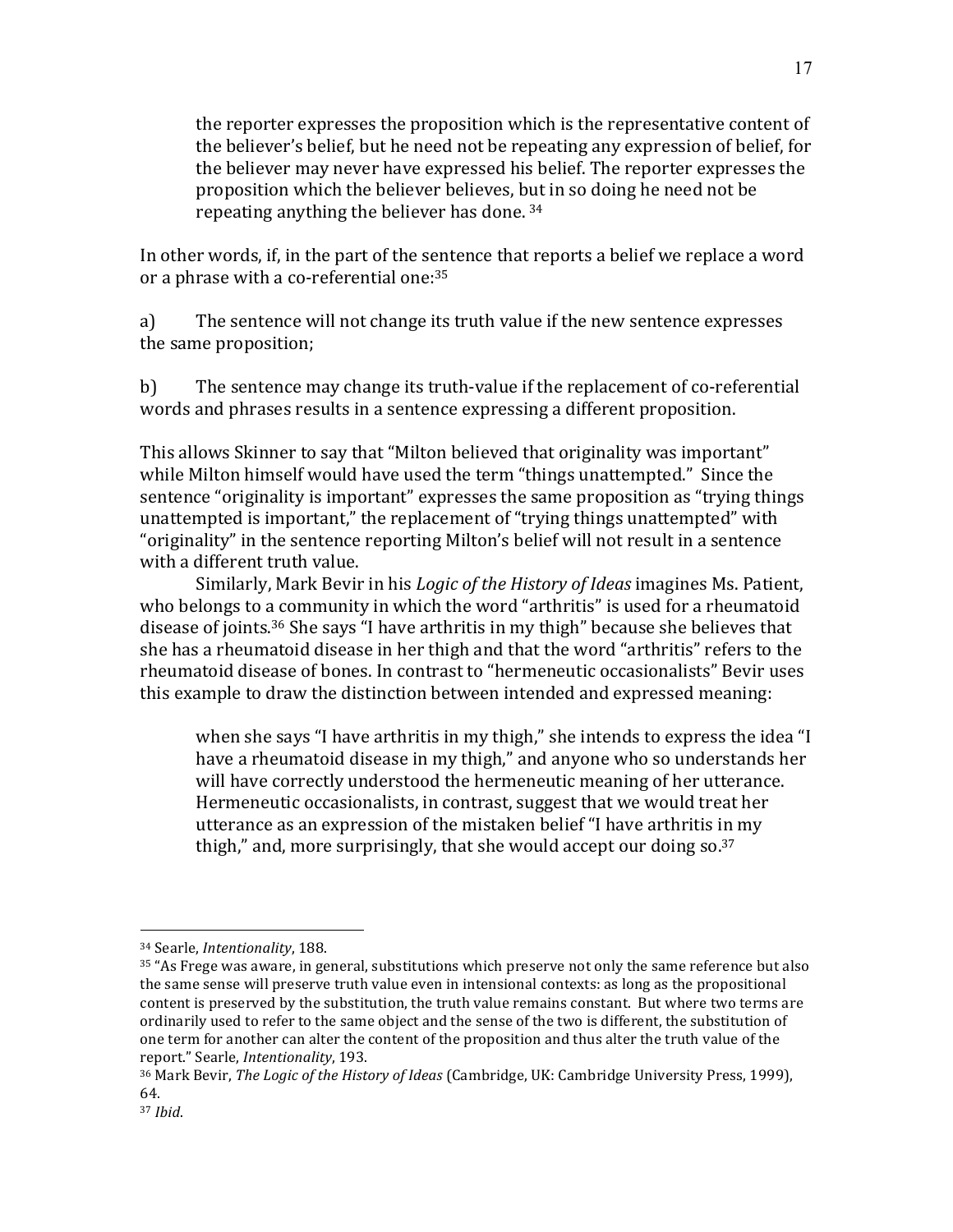> the reporter expresses the proposition which is the representative content of the believer's belief, but he need not be repeating any expression of belief, for the believer may never have expressed his belief. The reporter expresses the proposition which the believer believes, but in so doing he need not be repeating anything the believer has done. [34]

In other words, if, in the part of the sentence that reports a belief we replace a word or a phrase with a co-referential one:[35]

a) The sentence will not change its truth value if the new sentence expresses the same proposition;

b) The sentence may change its truth-value if the replacement of co-referential words and phrases results in a sentence expressing a different proposition.

This allows Skinner to say that "Milton believed that originality was important" while Milton himself would have used the term "things unattempted." Since the sentence "originality is important" expresses the same proposition as "trying things unattempted is important," the replacement of "trying things unattempted" with "originality" in the sentence reporting Milton's belief will not result in a sentence with a different truth value.

Similarly, Mark Bevir in his *Logic of the History of Ideas* imagines Ms. Patient, who belongs to a community in which the word "arthritis" is used for a rheumatoid disease of joints.[36] She says "I have arthritis in my thigh" because she believes that she has a rheumatoid disease in her thigh and that the word "arthritis" refers to the rheumatoid disease of bones. In contrast to "hermeneutic occasionalists" Bevir uses this example to draw the distinction between intended and expressed meaning:

> when she says "I have arthritis in my thigh," she intends to express the idea "I have a rheumatoid disease in my thigh," and anyone who so understands her will have correctly understood the hermeneutic meaning of her utterance. Hermeneutic occasionalists, in contrast, suggest that we would treat her utterance as an expression of the mistaken belief "I have arthritis in my thigh," and, more surprisingly, that she would accept our doing so.[37]

---

[34] Searle, *Intentionality*, 188.

[35] "As Frege was aware, in general, substitutions which preserve not only the same reference but also the same sense will preserve truth value even in intensional contexts: as long as the propositional content is preserved by the substitution, the truth value remains constant. But where two terms are ordinarily used to refer to the same object and the sense of the two is different, the substitution of one term for another can alter the content of the proposition and thus alter the truth value of the report." Searle, *Intentionality*, 193.

[36] Mark Bevir, *The Logic of the History of Ideas* (Cambridge, UK: Cambridge University Press, 1999), 64.

[37] *Ibid*.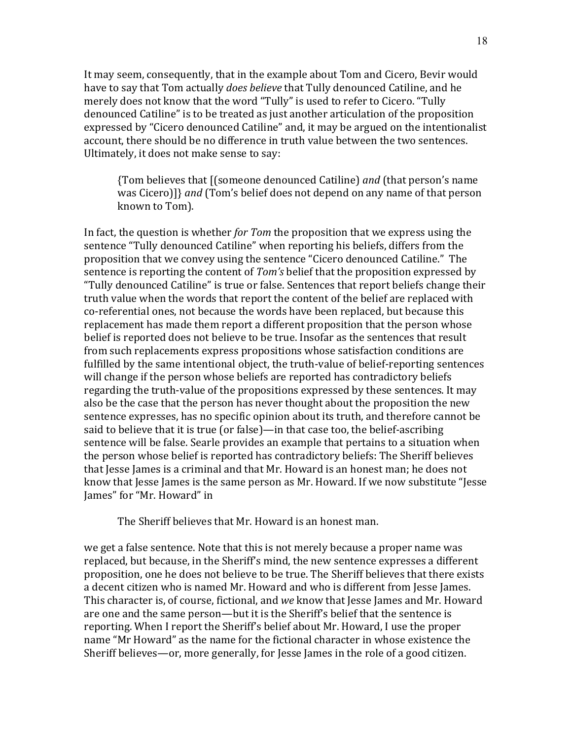It may seem, consequently, that in the example about Tom and Cicero, Bevir would have to say that Tom actually *does believe* that Tully denounced Catiline, and he merely does not know that the word "Tully" is used to refer to Cicero. "Tully denounced Catiline" is to be treated as just another articulation of the proposition expressed by "Cicero denounced Catiline" and, it may be argued on the intentionalist account, there should be no difference in truth value between the two sentences. Ultimately, it does not make sense to say:

> {Tom believes that [(someone denounced Catiline) *and* (that person's name was Cicero)]} *and* (Tom's belief does not depend on any name of that person known to Tom).

In fact, the question is whether *for Tom* the proposition that we express using the sentence "Tully denounced Catiline" when reporting his beliefs, differs from the proposition that we convey using the sentence "Cicero denounced Catiline." The sentence is reporting the content of *Tom's* belief that the proposition expressed by "Tully denounced Catiline" is true or false. Sentences that report beliefs change their truth value when the words that report the content of the belief are replaced with co-referential ones, not because the words have been replaced, but because this replacement has made them report a different proposition that the person whose belief is reported does not believe to be true. Insofar as the sentences that result from such replacements express propositions whose satisfaction conditions are fulfilled by the same intentional object, the truth-value of belief-reporting sentences will change if the person whose beliefs are reported has contradictory beliefs regarding the truth-value of the propositions expressed by these sentences. It may also be the case that the person has never thought about the proposition the new sentence expresses, has no specific opinion about its truth, and therefore cannot be said to believe that it is true (or false)—in that case too, the belief-ascribing sentence will be false. Searle provides an example that pertains to a situation when the person whose belief is reported has contradictory beliefs: The Sheriff believes that Jesse James is a criminal and that Mr. Howard is an honest man; he does not know that Jesse James is the same person as Mr. Howard. If we now substitute "Jesse James" for "Mr. Howard" in

> The Sheriff believes that Mr. Howard is an honest man.

we get a false sentence. Note that this is not merely because a proper name was replaced, but because, in the Sheriff's mind, the new sentence expresses a different proposition, one he does not believe to be true. The Sheriff believes that there exists a decent citizen who is named Mr. Howard and who is different from Jesse James. This character is, of course, fictional, and *we* know that Jesse James and Mr. Howard are one and the same person—but it is the Sheriff's belief that the sentence is reporting. When I report the Sheriff's belief about Mr. Howard, I use the proper name "Mr Howard" as the name for the fictional character in whose existence the Sheriff believes—or, more generally, for Jesse James in the role of a good citizen.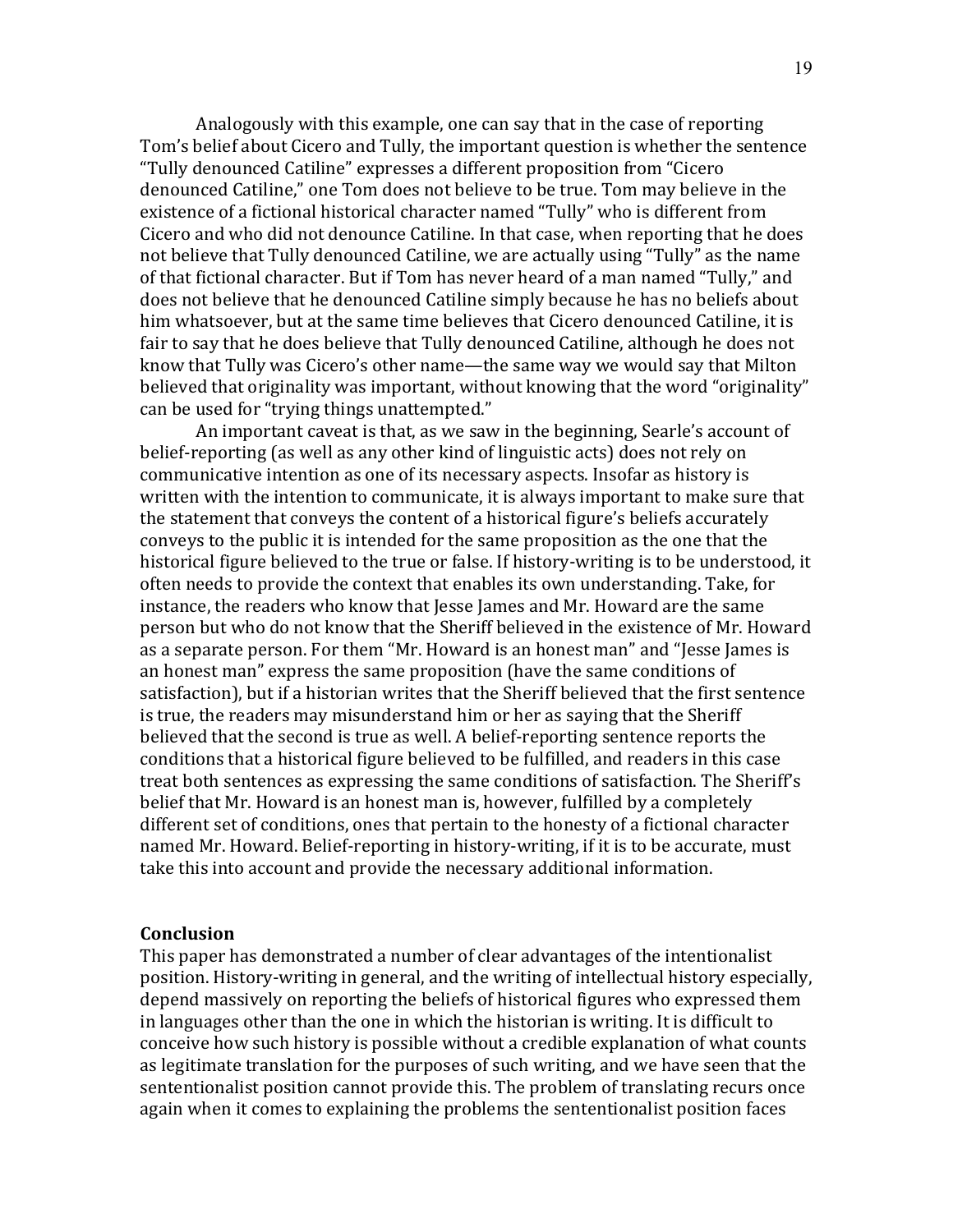Analogously with this example, one can say that in the case of reporting Tom's belief about Cicero and Tully, the important question is whether the sentence "Tully denounced Catiline" expresses a different proposition from "Cicero denounced Catiline," one Tom does not believe to be true. Tom may believe in the existence of a fictional historical character named "Tully" who is different from Cicero and who did not denounce Catiline. In that case, when reporting that he does not believe that Tully denounced Catiline, we are actually using "Tully" as the name of that fictional character. But if Tom has never heard of a man named "Tully," and does not believe that he denounced Catiline simply because he has no beliefs about him whatsoever, but at the same time believes that Cicero denounced Catiline, it is fair to say that he does believe that Tully denounced Catiline, although he does not know that Tully was Cicero's other name—the same way we would say that Milton believed that originality was important, without knowing that the word "originality" can be used for "trying things unattempted."

An important caveat is that, as we saw in the beginning, Searle's account of belief-reporting (as well as any other kind of linguistic acts) does not rely on communicative intention as one of its necessary aspects. Insofar as history is written with the intention to communicate, it is always important to make sure that the statement that conveys the content of a historical figure's beliefs accurately conveys to the public it is intended for the same proposition as the one that the historical figure believed to the true or false. If history-writing is to be understood, it often needs to provide the context that enables its own understanding. Take, for instance, the readers who know that Jesse James and Mr. Howard are the same person but who do not know that the Sheriff believed in the existence of Mr. Howard as a separate person. For them "Mr. Howard is an honest man" and "Jesse James is an honest man" express the same proposition (have the same conditions of satisfaction), but if a historian writes that the Sheriff believed that the first sentence is true, the readers may misunderstand him or her as saying that the Sheriff believed that the second is true as well. A belief-reporting sentence reports the conditions that a historical figure believed to be fulfilled, and readers in this case treat both sentences as expressing the same conditions of satisfaction. The Sheriff's belief that Mr. Howard is an honest man is, however, fulfilled by a completely different set of conditions, ones that pertain to the honesty of a fictional character named Mr. Howard. Belief-reporting in history-writing, if it is to be accurate, must take this into account and provide the necessary additional information.

**Conclusion**

This paper has demonstrated a number of clear advantages of the intentionalist position. History-writing in general, and the writing of intellectual history especially, depend massively on reporting the beliefs of historical figures who expressed them in languages other than the one in which the historian is writing. It is difficult to conceive how such history is possible without a credible explanation of what counts as legitimate translation for the purposes of such writing, and we have seen that the sententionalist position cannot provide this. The problem of translating recurs once again when it comes to explaining the problems the sententionalist position faces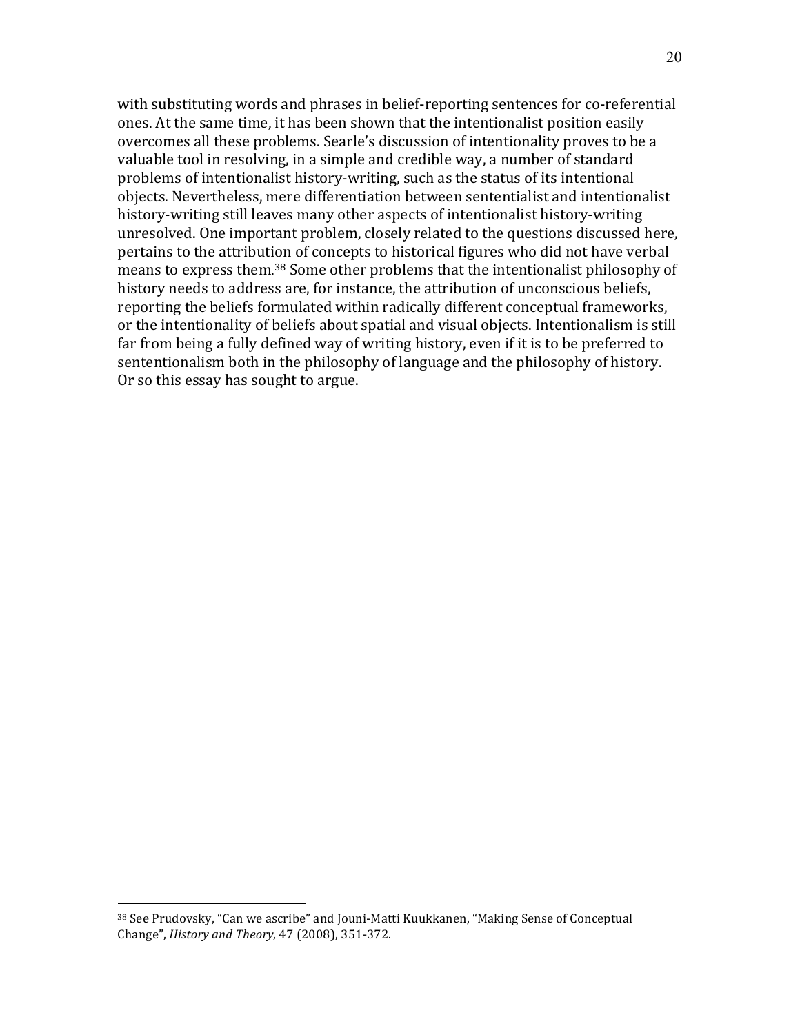with substituting words and phrases in belief-reporting sentences for co-referential ones. At the same time, it has been shown that the intentionalist position easily overcomes all these problems. Searle's discussion of intentionality proves to be a valuable tool in resolving, in a simple and credible way, a number of standard problems of intentionalist history-writing, such as the status of its intentional objects. Nevertheless, mere differentiation between sententialist and intentionalist history-writing still leaves many other aspects of intentionalist history-writing unresolved. One important problem, closely related to the questions discussed here, pertains to the attribution of concepts to historical figures who did not have verbal means to express them.[38] Some other problems that the intentionalist philosophy of history needs to address are, for instance, the attribution of unconscious beliefs, reporting the beliefs formulated within radically different conceptual frameworks, or the intentionality of beliefs about spatial and visual objects. Intentionalism is still far from being a fully defined way of writing history, even if it is to be preferred to sententionalism both in the philosophy of language and the philosophy of history. Or so this essay has sought to argue.

---

[38] See Prudovsky, "Can we ascribe" and Jouni-Matti Kuukkanen, "Making Sense of Conceptual Change", *History and Theory*, 47 (2008), 351-372.